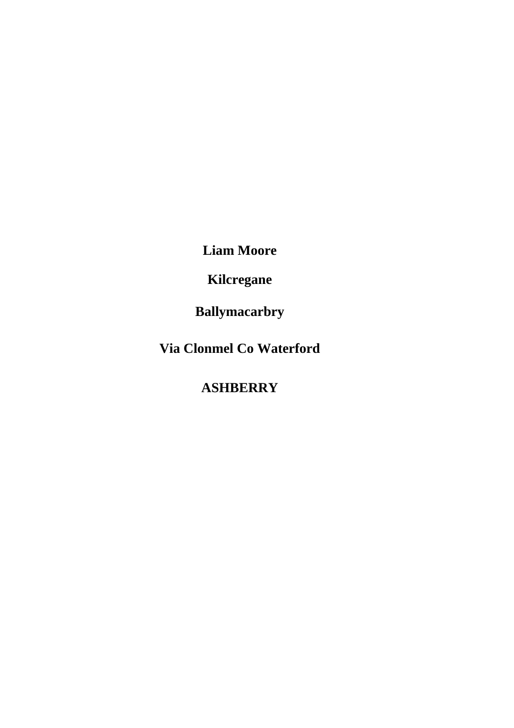**Liam Moore**

**Kilcregane**

**Ballymacarbry**

**Via Clonmel Co Waterford**

**ASHBERRY**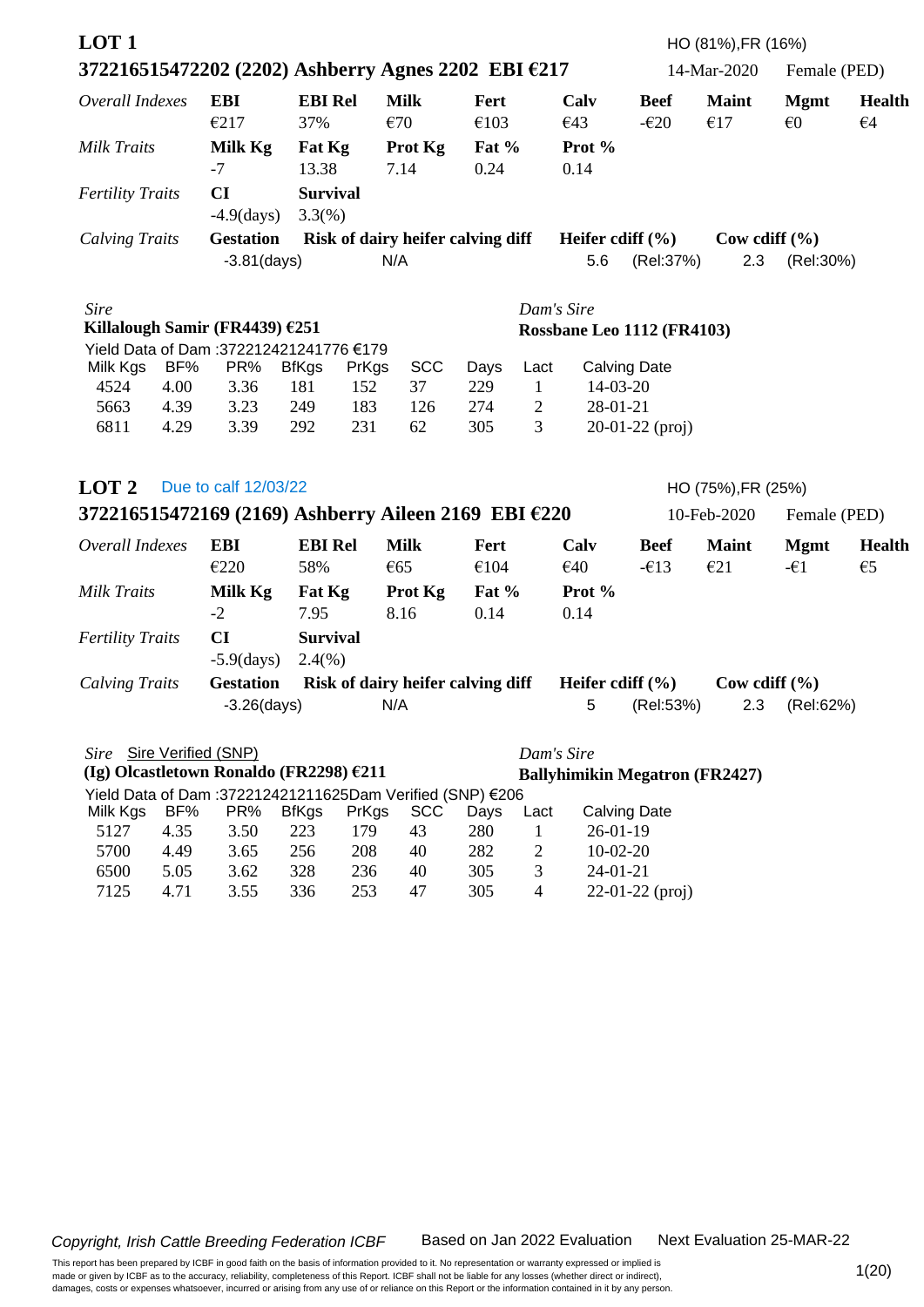## LOT 1

HO (81%),FR (16%)

**372216515472202 (2202) Ashberry Agnes 2202 EBI €217** — 14-Mar-2020 — Female (PED)

| *Overall Indexes* | **EBI** | **EBI Rel** | **Milk** | **Fert** | **Calv** | **Beef** | **Maint** | **Mgmt** | **Health** |
|---|---|---|---|---|---|---|---|---|---|
| | €217 | 37% | €70 | €103 | €43 | -€20 | €17 | €0 | €4 |

| *Milk Traits* | **Milk Kg** | **Fat Kg** | **Prot Kg** | **Fat %** | **Prot %** |
|---|---|---|---|---|---|
| | -7 | 13.38 | 7.14 | 0.24 | 0.14 |

| *Fertility Traits* | **CI** | **Survival** |
|---|---|---|
| | -4.9(days) | 3.3(%) |

| *Calving Traits* | **Gestation** | **Risk of dairy heifer calving diff** | **Heifer cdiff (%)** | | **Cow cdiff (%)** | |
|---|---|---|---|---|---|---|
| | -3.81(days) | N/A | 5.6 | (Rel:37%) | 2.3 | (Rel:30%) |

*Sire*
**Killalough Samir (FR4439) €251**

*Dam's Sire*
**Rossbane Leo 1112 (FR4103)**

Yield Data of Dam :372212421241776 €179

| Milk Kgs | BF% | PR% | BfKgs | PrKgs | SCC | Days | Lact | Calving Date |
|---|---|---|---|---|---|---|---|---|
| 4524 | 4.00 | 3.36 | 181 | 152 | 37 | 229 | 1 | 14-03-20 |
| 5663 | 4.39 | 3.23 | 249 | 183 | 126 | 274 | 2 | 28-01-21 |
| 6811 | 4.29 | 3.39 | 292 | 231 | 62 | 305 | 3 | 20-01-22 (proj) |

## LOT 2 Due to calf 12/03/22

HO (75%),FR (25%)

**372216515472169 (2169) Ashberry Aileen 2169 EBI €220** — 10-Feb-2020 — Female (PED)

| *Overall Indexes* | **EBI** | **EBI Rel** | **Milk** | **Fert** | **Calv** | **Beef** | **Maint** | **Mgmt** | **Health** |
|---|---|---|---|---|---|---|---|---|---|
| | €220 | 58% | €65 | €104 | €40 | -€13 | €21 | -€1 | €5 |

| *Milk Traits* | **Milk Kg** | **Fat Kg** | **Prot Kg** | **Fat %** | **Prot %** |
|---|---|---|---|---|---|
| | -2 | 7.95 | 8.16 | 0.14 | 0.14 |

| *Fertility Traits* | **CI** | **Survival** |
|---|---|---|
| | -5.9(days) | 2.4(%) |

| *Calving Traits* | **Gestation** | **Risk of dairy heifer calving diff** | **Heifer cdiff (%)** | | **Cow cdiff (%)** | |
|---|---|---|---|---|---|---|
| | -3.26(days) | N/A | 5 | (Rel:53%) | 2.3 | (Rel:62%) |

*Sire* Sire Verified (SNP)
**(Ig) Olcastletown Ronaldo (FR2298) €211**

*Dam's Sire*
**Ballyhimikin Megatron (FR2427)**

Yield Data of Dam :372212421211625Dam Verified (SNP) €206

| Milk Kgs | BF% | PR% | BfKgs | PrKgs | SCC | Days | Lact | Calving Date |
|---|---|---|---|---|---|---|---|---|
| 5127 | 4.35 | 3.50 | 223 | 179 | 43 | 280 | 1 | 26-01-19 |
| 5700 | 4.49 | 3.65 | 256 | 208 | 40 | 282 | 2 | 10-02-20 |
| 6500 | 5.05 | 3.62 | 328 | 236 | 40 | 305 | 3 | 24-01-21 |
| 7125 | 4.71 | 3.55 | 336 | 253 | 47 | 305 | 4 | 22-01-22 (proj) |

*Copyright, Irish Cattle Breeding Federation ICBF* Based on Jan 2022 Evaluation Next Evaluation 25-MAR-22

This report has been prepared by ICBF in good faith on the basis of information provided to it. No representation or warranty expressed or implied is made or given by ICBF as to the accuracy, reliability, completeness of this Report. ICBF shall not be liable for any losses (whether direct or indirect), damages, costs or expenses whatsoever, incurred or arising from any use of or reliance on this Report or the information contained in it by any person.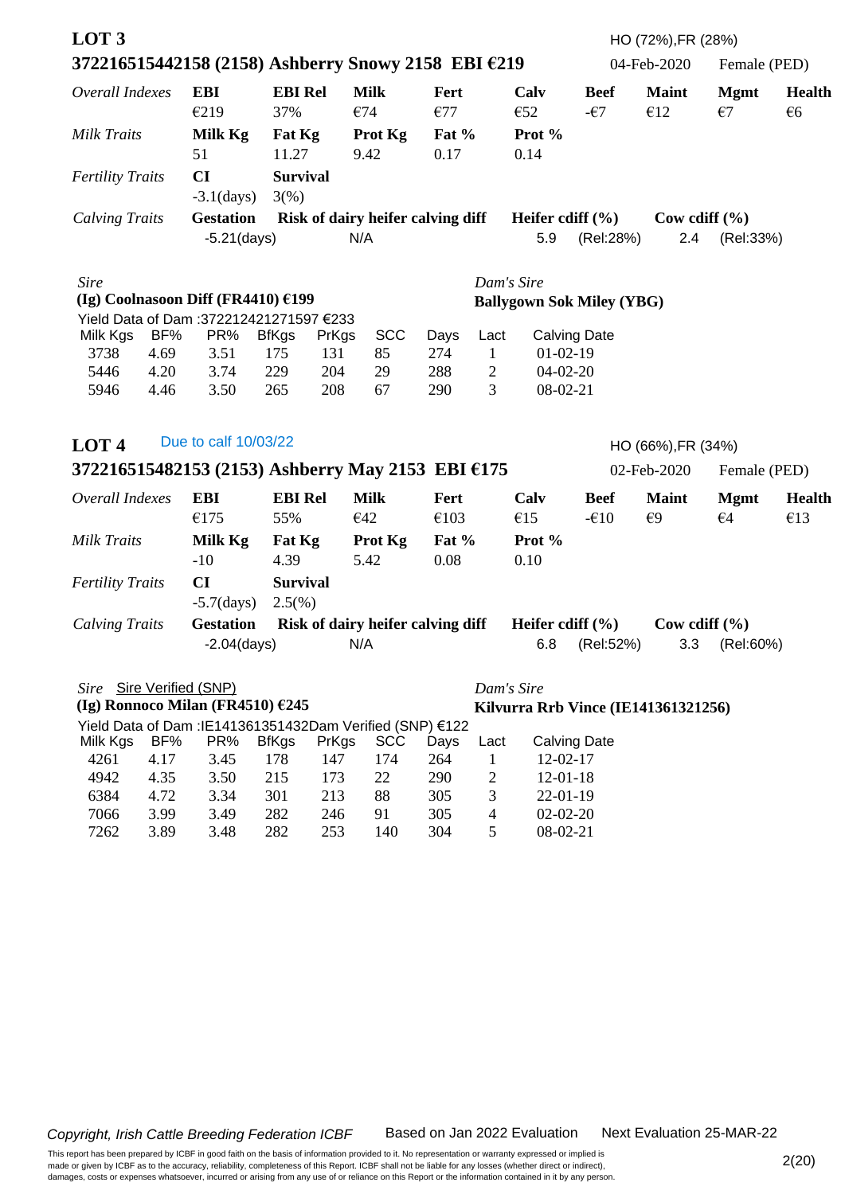## LOT 3

HO (72%),FR (28%)

**372216515442158 (2158) Ashberry Snowy 2158 EBI €219** 04-Feb-2020 Female (PED)

| *Overall Indexes* | **EBI** | **EBI Rel** | **Milk** | **Fert** | **Calv** | **Beef** | **Maint** | **Mgmt** | **Health** |
|---|---|---|---|---|---|---|---|---|---|
| | €219 | 37% | €74 | €77 | €52 | -€7 | €12 | €7 | €6 |
| *Milk Traits* | **Milk Kg** | **Fat Kg** | **Prot Kg** | **Fat %** | **Prot %** | | | | |
| | 51 | 11.27 | 9.42 | 0.17 | 0.14 | | | | |
| *Fertility Traits* | **CI** | **Survival** | | | | | | | |
| | -3.1(days) | 3(%) | | | | | | | |
| *Calving Traits* | **Gestation** | **Risk of dairy heifer calving diff** | | | **Heifer cdiff (%)** | | **Cow cdiff (%)** | | |
| | -5.21(days) | N/A | | | 5.9 | (Rel:28%) | 2.4 | (Rel:33%) | |

*Sire*
**(Ig) Coolnasoon Diff (FR4410) €199**

*Dam's Sire*
**Ballygown Sok Miley (YBG)**

Yield Data of Dam :372212421271597 €233

| Milk Kgs | BF% | PR% | BfKgs | PrKgs | SCC | Days | Lact | Calving Date |
|---|---|---|---|---|---|---|---|---|
| 3738 | 4.69 | 3.51 | 175 | 131 | 85 | 274 | 1 | 01-02-19 |
| 5446 | 4.20 | 3.74 | 229 | 204 | 29 | 288 | 2 | 04-02-20 |
| 5946 | 4.46 | 3.50 | 265 | 208 | 67 | 290 | 3 | 08-02-21 |

## LOT 4

Due to calf 10/03/22

HO (66%),FR (34%)

**372216515482153 (2153) Ashberry May 2153 EBI €175** 02-Feb-2020 Female (PED)

| *Overall Indexes* | **EBI** | **EBI Rel** | **Milk** | **Fert** | **Calv** | **Beef** | **Maint** | **Mgmt** | **Health** |
|---|---|---|---|---|---|---|---|---|---|
| | €175 | 55% | €42 | €103 | €15 | -€10 | €9 | €4 | €13 |
| *Milk Traits* | **Milk Kg** | **Fat Kg** | **Prot Kg** | **Fat %** | **Prot %** | | | | |
| | -10 | 4.39 | 5.42 | 0.08 | 0.10 | | | | |
| *Fertility Traits* | **CI** | **Survival** | | | | | | | |
| | -5.7(days) | 2.5(%) | | | | | | | |
| *Calving Traits* | **Gestation** | **Risk of dairy heifer calving diff** | | | **Heifer cdiff (%)** | | **Cow cdiff (%)** | | |
| | -2.04(days) | N/A | | | 6.8 | (Rel:52%) | 3.3 | (Rel:60%) | |

*Sire* Sire Verified (SNP)
**(Ig) Ronnoco Milan (FR4510) €245**

*Dam's Sire*
**Kilvurra Rrb Vince (IE141361321256)**

Yield Data of Dam :IE141361351432Dam Verified (SNP) €122

| Milk Kgs | BF% | PR% | BfKgs | PrKgs | SCC | Days | Lact | Calving Date |
|---|---|---|---|---|---|---|---|---|
| 4261 | 4.17 | 3.45 | 178 | 147 | 174 | 264 | 1 | 12-02-17 |
| 4942 | 4.35 | 3.50 | 215 | 173 | 22 | 290 | 2 | 12-01-18 |
| 6384 | 4.72 | 3.34 | 301 | 213 | 88 | 305 | 3 | 22-01-19 |
| 7066 | 3.99 | 3.49 | 282 | 246 | 91 | 305 | 4 | 02-02-20 |
| 7262 | 3.89 | 3.48 | 282 | 253 | 140 | 304 | 5 | 08-02-21 |

*Copyright, Irish Cattle Breeding Federation ICBF* Based on Jan 2022 Evaluation Next Evaluation 25-MAR-22

This report has been prepared by ICBF in good faith on the basis of information provided to it. No representation or warranty expressed or implied is made or given by ICBF as to the accuracy, reliability, completeness of this Report. ICBF shall not be liable for any losses (whether direct or indirect), damages, costs or expenses whatsoever, incurred or arising from any use of or reliance on this Report or the information contained in it by any person.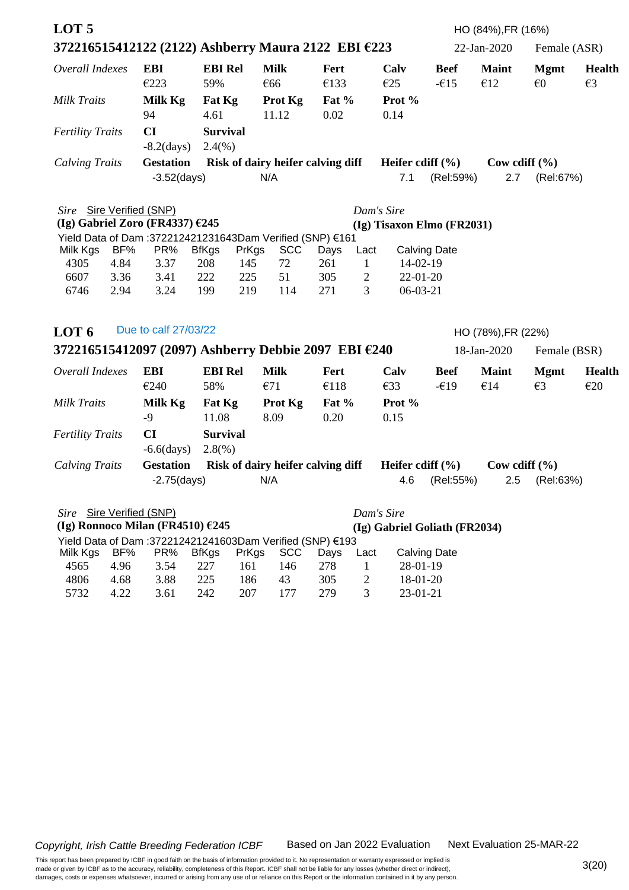## LOT 5

HO (84%),FR (16%)

### 372216515412122 (2122) Ashberry Maura 2122 EBI €223

22-Jan-2020 Female (ASR)

| *Overall Indexes* | **EBI** | **EBI Rel** | **Milk** | **Fert** | **Calv** | **Beef** | **Maint** | **Mgmt** | **Health** |
|---|---|---|---|---|---|---|---|---|---|
| | €223 | 59% | €66 | €133 | €25 | -€15 | €12 | €0 | €3 |
| *Milk Traits* | **Milk Kg** | **Fat Kg** | **Prot Kg** | **Fat %** | **Prot %** | | | | |
| | 94 | 4.61 | 11.12 | 0.02 | 0.14 | | | | |
| *Fertility Traits* | **CI** | **Survival** | | | | | | | |
| | -8.2(days) | 2.4(%) | | | | | | | |

| *Calving Traits* | **Gestation** | **Risk of dairy heifer calving diff** | **Heifer cdiff (%)** | | **Cow cdiff (%)** | |
|---|---|---|---|---|---|---|
| | -3.52(days) | N/A | 7.1 | (Rel:59%) | 2.7 | (Rel:67%) |

*Sire* Sire Verified (SNP)
**(Ig) Gabriel Zoro (FR4337) €245**

*Dam's Sire*
**(Ig) Tisaxon Elmo (FR2031)**

Yield Data of Dam :372212421231643Dam Verified (SNP) €161

| Milk Kgs | BF% | PR% | BfKgs | PrKgs | SCC | Days | Lact | Calving Date |
|---|---|---|---|---|---|---|---|---|
| 4305 | 4.84 | 3.37 | 208 | 145 | 72 | 261 | 1 | 14-02-19 |
| 6607 | 3.36 | 3.41 | 222 | 225 | 51 | 305 | 2 | 22-01-20 |
| 6746 | 2.94 | 3.24 | 199 | 219 | 114 | 271 | 3 | 06-03-21 |

## LOT 6

Due to calf 27/03/22

HO (78%),FR (22%)

### 372216515412097 (2097) Ashberry Debbie 2097 EBI €240

18-Jan-2020 Female (BSR)

| *Overall Indexes* | **EBI** | **EBI Rel** | **Milk** | **Fert** | **Calv** | **Beef** | **Maint** | **Mgmt** | **Health** |
|---|---|---|---|---|---|---|---|---|---|
| | €240 | 58% | €71 | €118 | €33 | -€19 | €14 | €3 | €20 |
| *Milk Traits* | **Milk Kg** | **Fat Kg** | **Prot Kg** | **Fat %** | **Prot %** | | | | |
| | -9 | 11.08 | 8.09 | 0.20 | 0.15 | | | | |
| *Fertility Traits* | **CI** | **Survival** | | | | | | | |
| | -6.6(days) | 2.8(%) | | | | | | | |

| *Calving Traits* | **Gestation** | **Risk of dairy heifer calving diff** | **Heifer cdiff (%)** | | **Cow cdiff (%)** | |
|---|---|---|---|---|---|---|
| | -2.75(days) | N/A | 4.6 | (Rel:55%) | 2.5 | (Rel:63%) |

*Sire* Sire Verified (SNP)
**(Ig) Ronnoco Milan (FR4510) €245**

*Dam's Sire*
**(Ig) Gabriel Goliath (FR2034)**

Yield Data of Dam :372212421241603Dam Verified (SNP) €193

| Milk Kgs | BF% | PR% | BfKgs | PrKgs | SCC | Days | Lact | Calving Date |
|---|---|---|---|---|---|---|---|---|
| 4565 | 4.96 | 3.54 | 227 | 161 | 146 | 278 | 1 | 28-01-19 |
| 4806 | 4.68 | 3.88 | 225 | 186 | 43 | 305 | 2 | 18-01-20 |
| 5732 | 4.22 | 3.61 | 242 | 207 | 177 | 279 | 3 | 23-01-21 |

*Copyright, Irish Cattle Breeding Federation ICBF* Based on Jan 2022 Evaluation Next Evaluation 25-MAR-22

This report has been prepared by ICBF in good faith on the basis of information provided to it. No representation or warranty expressed or implied is made or given by ICBF as to the accuracy, reliability, completeness of this Report. ICBF shall not be liable for any losses (whether direct or indirect), damages, costs or expenses whatsoever, incurred or arising from any use of or reliance on this Report or the information contained in it by any person.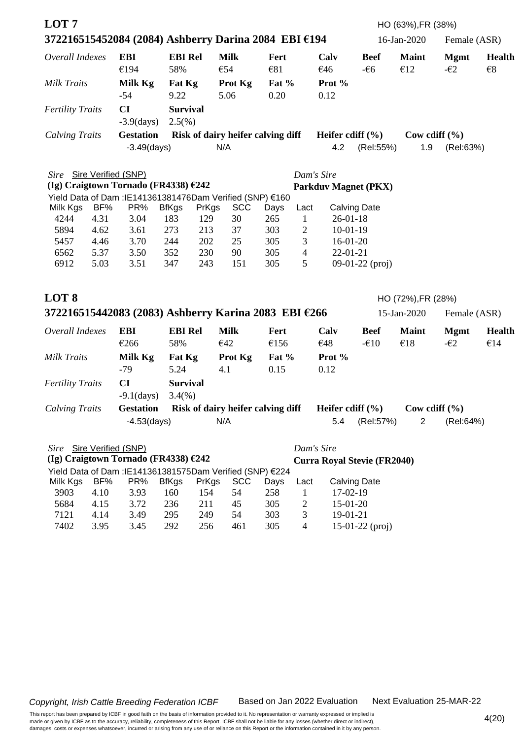## LOT 7

HO (63%),FR (38%)

**372216515452084 (2084) Ashberry Darina 2084 EBI €194** 16-Jan-2020 Female (ASR)

| *Overall Indexes* | **EBI** | **EBI Rel** | **Milk** | **Fert** | **Calv** | **Beef** | **Maint** | **Mgmt** | **Health** |
|---|---|---|---|---|---|---|---|---|---|
| | €194 | 58% | €54 | €81 | €46 | -€6 | €12 | -€2 | €8 |
| *Milk Traits* | **Milk Kg** | **Fat Kg** | **Prot Kg** | **Fat %** | **Prot %** | | | | |
| | -54 | 9.22 | 5.06 | 0.20 | 0.12 | | | | |
| *Fertility Traits* | **CI** | **Survival** | | | | | | | |
| | -3.9(days) | 2.5(%) | | | | | | | |
| *Calving Traits* | **Gestation** | **Risk of dairy heifer calving diff** | | | **Heifer cdiff (%)** | | **Cow cdiff (%)** | | |
| | -3.49(days) | N/A | | | 4.2 | (Rel:55%) | 1.9 | (Rel:63%) | |

*Sire* Sire Verified (SNP)
**(Ig) Craigtown Tornado (FR4338) €242**

*Dam's Sire*
**Parkduv Magnet (PKX)**

Yield Data of Dam :IE141361381476Dam Verified (SNP) €160

| Milk Kgs | BF% | PR% | BfKgs | PrKgs | SCC | Days | Lact | Calving Date |
|---|---|---|---|---|---|---|---|---|
| 4244 | 4.31 | 3.04 | 183 | 129 | 30 | 265 | 1 | 26-01-18 |
| 5894 | 4.62 | 3.61 | 273 | 213 | 37 | 303 | 2 | 10-01-19 |
| 5457 | 4.46 | 3.70 | 244 | 202 | 25 | 305 | 3 | 16-01-20 |
| 6562 | 5.37 | 3.50 | 352 | 230 | 90 | 305 | 4 | 22-01-21 |
| 6912 | 5.03 | 3.51 | 347 | 243 | 151 | 305 | 5 | 09-01-22 (proj) |

## LOT 8

HO (72%),FR (28%)

**372216515442083 (2083) Ashberry Karina 2083 EBI €266** 15-Jan-2020 Female (ASR)

| *Overall Indexes* | **EBI** | **EBI Rel** | **Milk** | **Fert** | **Calv** | **Beef** | **Maint** | **Mgmt** | **Health** |
|---|---|---|---|---|---|---|---|---|---|
| | €266 | 58% | €42 | €156 | €48 | -€10 | €18 | -€2 | €14 |
| *Milk Traits* | **Milk Kg** | **Fat Kg** | **Prot Kg** | **Fat %** | **Prot %** | | | | |
| | -79 | 5.24 | 4.1 | 0.15 | 0.12 | | | | |
| *Fertility Traits* | **CI** | **Survival** | | | | | | | |
| | -9.1(days) | 3.4(%) | | | | | | | |
| *Calving Traits* | **Gestation** | **Risk of dairy heifer calving diff** | | | **Heifer cdiff (%)** | | **Cow cdiff (%)** | | |
| | -4.53(days) | N/A | | | 5.4 | (Rel:57%) | 2 | (Rel:64%) | |

*Sire* Sire Verified (SNP)
**(Ig) Craigtown Tornado (FR4338) €242**

*Dam's Sire*
**Curra Royal Stevie (FR2040)**

Yield Data of Dam :IE141361381575Dam Verified (SNP) €224

| Milk Kgs | BF% | PR% | BfKgs | PrKgs | SCC | Days | Lact | Calving Date |
|---|---|---|---|---|---|---|---|---|
| 3903 | 4.10 | 3.93 | 160 | 154 | 54 | 258 | 1 | 17-02-19 |
| 5684 | 4.15 | 3.72 | 236 | 211 | 45 | 305 | 2 | 15-01-20 |
| 7121 | 4.14 | 3.49 | 295 | 249 | 54 | 303 | 3 | 19-01-21 |
| 7402 | 3.95 | 3.45 | 292 | 256 | 461 | 305 | 4 | 15-01-22 (proj) |

*Copyright, Irish Cattle Breeding Federation ICBF* Based on Jan 2022 Evaluation Next Evaluation 25-MAR-22

This report has been prepared by ICBF in good faith on the basis of information provided to it. No representation or warranty expressed or implied is made or given by ICBF as to the accuracy, reliability, completeness of this Report. ICBF shall not be liable for any losses (whether direct or indirect), damages, costs or expenses whatsoever, incurred or arising from any use of or reliance on this Report or the information contained in it by any person.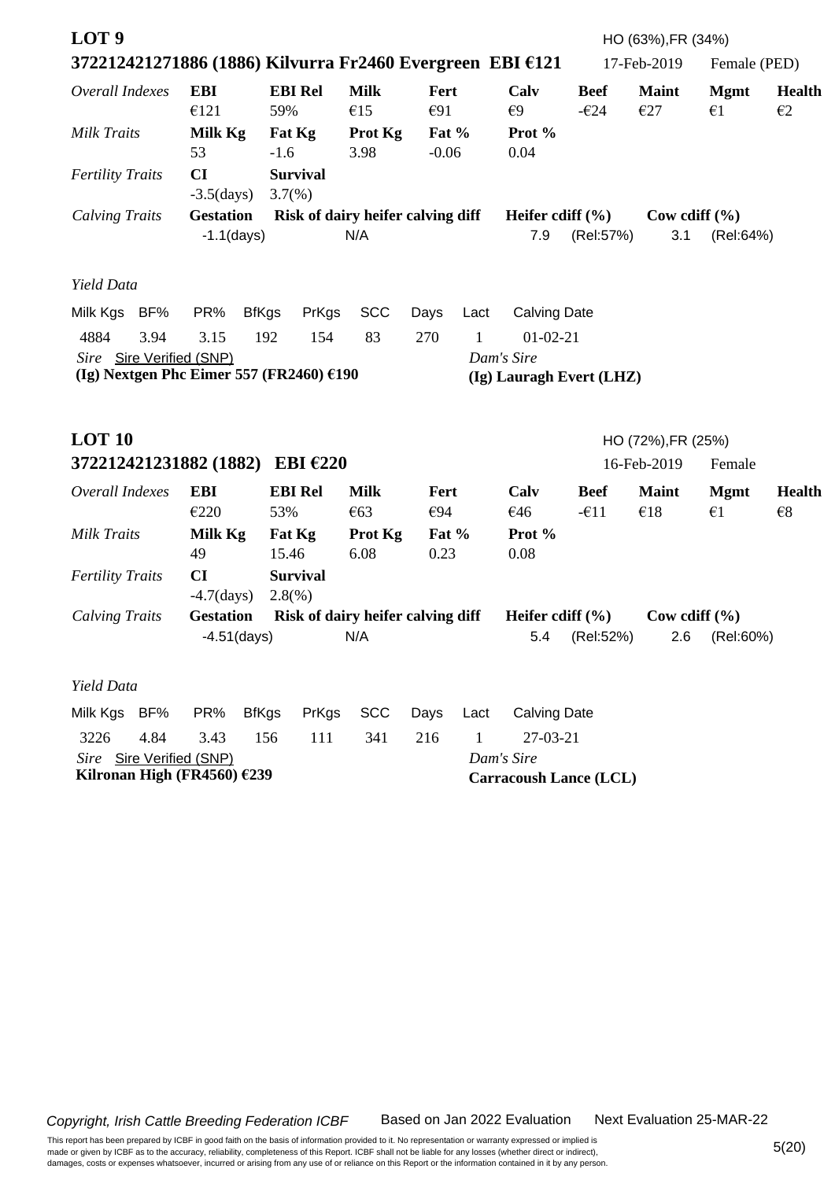## LOT 9

HO (63%),FR (34%)

**372212421271886 (1886) Kilvurra Fr2460 Evergreen EBI €121** 17-Feb-2019 Female (PED)

| *Overall Indexes* | **EBI** | **EBI Rel** | **Milk** | **Fert** | **Calv** | **Beef** | **Maint** | **Mgmt** | **Health** |
|---|---|---|---|---|---|---|---|---|---|
| | €121 | 59% | €15 | €91 | €9 | -€24 | €27 | €1 | €2 |
| *Milk Traits* | **Milk Kg** | **Fat Kg** | **Prot Kg** | **Fat %** | **Prot %** | | | | |
| | 53 | -1.6 | 3.98 | -0.06 | 0.04 | | | | |
| *Fertility Traits* | **CI** | **Survival** | | | | | | | |
| | -3.5(days) | 3.7(%) | | | | | | | |

| *Calving Traits* | **Gestation** | **Risk of dairy heifer calving diff** | **Heifer cdiff (%)** | | **Cow cdiff (%)** | |
|---|---|---|---|---|---|---|
| | -1.1(days) | N/A | 7.9 | (Rel:57%) | 3.1 | (Rel:64%) |

*Yield Data*

| Milk Kgs | BF% | PR% | BfKgs | PrKgs | SCC | Days | Lact | Calving Date |
|---|---|---|---|---|---|---|---|---|
| 4884 | 3.94 | 3.15 | 192 | 154 | 83 | 270 | 1 | 01-02-21 |

*Sire* Sire Verified (SNP)
**(Ig) Nextgen Phc Eimer 557 (FR2460) €190**

*Dam's Sire*
**(Ig) Lauragh Evert (LHZ)**

## LOT 10

HO (72%),FR (25%)

**372212421231882 (1882) EBI €220** 16-Feb-2019 Female

| *Overall Indexes* | **EBI** | **EBI Rel** | **Milk** | **Fert** | **Calv** | **Beef** | **Maint** | **Mgmt** | **Health** |
|---|---|---|---|---|---|---|---|---|---|
| | €220 | 53% | €63 | €94 | €46 | -€11 | €18 | €1 | €8 |
| *Milk Traits* | **Milk Kg** | **Fat Kg** | **Prot Kg** | **Fat %** | **Prot %** | | | | |
| | 49 | 15.46 | 6.08 | 0.23 | 0.08 | | | | |
| *Fertility Traits* | **CI** | **Survival** | | | | | | | |
| | -4.7(days) | 2.8(%) | | | | | | | |

| *Calving Traits* | **Gestation** | **Risk of dairy heifer calving diff** | **Heifer cdiff (%)** | | **Cow cdiff (%)** | |
|---|---|---|---|---|---|---|
| | -4.51(days) | N/A | 5.4 | (Rel:52%) | 2.6 | (Rel:60%) |

*Yield Data*

| Milk Kgs | BF% | PR% | BfKgs | PrKgs | SCC | Days | Lact | Calving Date |
|---|---|---|---|---|---|---|---|---|
| 3226 | 4.84 | 3.43 | 156 | 111 | 341 | 216 | 1 | 27-03-21 |

*Sire* Sire Verified (SNP)
**Kilronan High (FR4560) €239**

*Dam's Sire*
**Carracoush Lance (LCL)**

*Copyright, Irish Cattle Breeding Federation ICBF* Based on Jan 2022 Evaluation Next Evaluation 25-MAR-22

This report has been prepared by ICBF in good faith on the basis of information provided to it. No representation or warranty expressed or implied is made or given by ICBF as to the accuracy, reliability, completeness of this Report. ICBF shall not be liable for any losses (whether direct or indirect), damages, costs or expenses whatsoever, incurred or arising from any use of or reliance on this Report or the information contained in it by any person.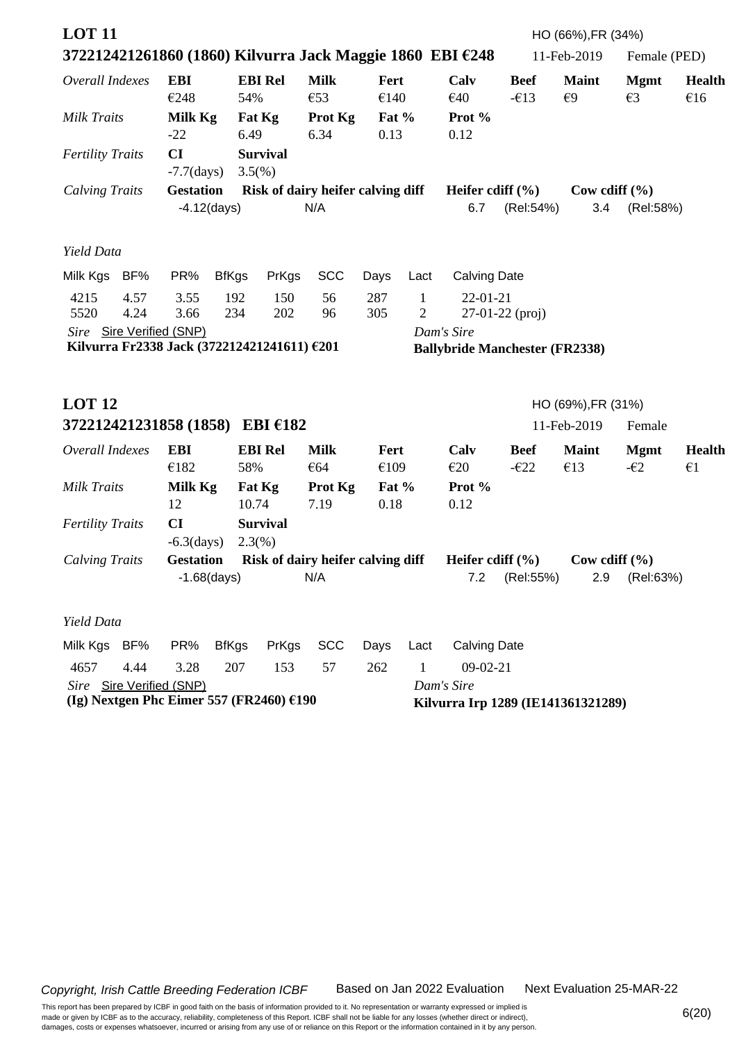## LOT 11

HO (66%),FR (34%)

**372212421261860 (1860) Kilvurra Jack Maggie 1860 EBI €248** 11-Feb-2019 Female (PED)

| *Overall Indexes* | **EBI** | **EBI Rel** | **Milk** | **Fert** | **Calv** | **Beef** | **Maint** | **Mgmt** | **Health** |
|---|---|---|---|---|---|---|---|---|---|
| | €248 | 54% | €53 | €140 | €40 | -€13 | €9 | €3 | €16 |
| *Milk Traits* | **Milk Kg** | **Fat Kg** | **Prot Kg** | **Fat %** | **Prot %** | | | | |
| | -22 | 6.49 | 6.34 | 0.13 | 0.12 | | | | |
| *Fertility Traits* | **CI** | **Survival** | | | | | | | |
| | -7.7(days) | 3.5(%) | | | | | | | |

| *Calving Traits* | **Gestation** | **Risk of dairy heifer calving diff** | **Heifer cdiff (%)** | | **Cow cdiff (%)** | |
|---|---|---|---|---|---|---|
| | -4.12(days) | N/A | 6.7 | (Rel:54%) | 3.4 | (Rel:58%) |

*Yield Data*

| Milk Kgs | BF% | PR% | BfKgs | PrKgs | SCC | Days | Lact | Calving Date |
|---|---|---|---|---|---|---|---|---|
| 4215 | 4.57 | 3.55 | 192 | 150 | 56 | 287 | 1 | 22-01-21 |
| 5520 | 4.24 | 3.66 | 234 | 202 | 96 | 305 | 2 | 27-01-22 (proj) |

*Sire* Sire Verified (SNP)
**Kilvurra Fr2338 Jack (372212421241611) €201**

*Dam's Sire*
**Ballybride Manchester (FR2338)**

## LOT 12

HO (69%),FR (31%)

**372212421231858 (1858) EBI €182** 11-Feb-2019 Female

| *Overall Indexes* | **EBI** | **EBI Rel** | **Milk** | **Fert** | **Calv** | **Beef** | **Maint** | **Mgmt** | **Health** |
|---|---|---|---|---|---|---|---|---|---|
| | €182 | 58% | €64 | €109 | €20 | -€22 | €13 | -€2 | €1 |
| *Milk Traits* | **Milk Kg** | **Fat Kg** | **Prot Kg** | **Fat %** | **Prot %** | | | | |
| | 12 | 10.74 | 7.19 | 0.18 | 0.12 | | | | |
| *Fertility Traits* | **CI** | **Survival** | | | | | | | |
| | -6.3(days) | 2.3(%) | | | | | | | |

| *Calving Traits* | **Gestation** | **Risk of dairy heifer calving diff** | **Heifer cdiff (%)** | | **Cow cdiff (%)** | |
|---|---|---|---|---|---|---|
| | -1.68(days) | N/A | 7.2 | (Rel:55%) | 2.9 | (Rel:63%) |

*Yield Data*

| Milk Kgs | BF% | PR% | BfKgs | PrKgs | SCC | Days | Lact | Calving Date |
|---|---|---|---|---|---|---|---|---|
| 4657 | 4.44 | 3.28 | 207 | 153 | 57 | 262 | 1 | 09-02-21 |

*Sire* Sire Verified (SNP)
**(Ig) Nextgen Phc Eimer 557 (FR2460) €190**

*Dam's Sire*
**Kilvurra Irp 1289 (IE141361321289)**

*Copyright, Irish Cattle Breeding Federation ICBF* Based on Jan 2022 Evaluation Next Evaluation 25-MAR-22

This report has been prepared by ICBF in good faith on the basis of information provided to it. No representation or warranty expressed or implied is made or given by ICBF as to the accuracy, reliability, completeness of this Report. ICBF shall not be liable for any losses (whether direct or indirect), damages, costs or expenses whatsoever, incurred or arising from any use of or reliance on this Report or the information contained in it by any person.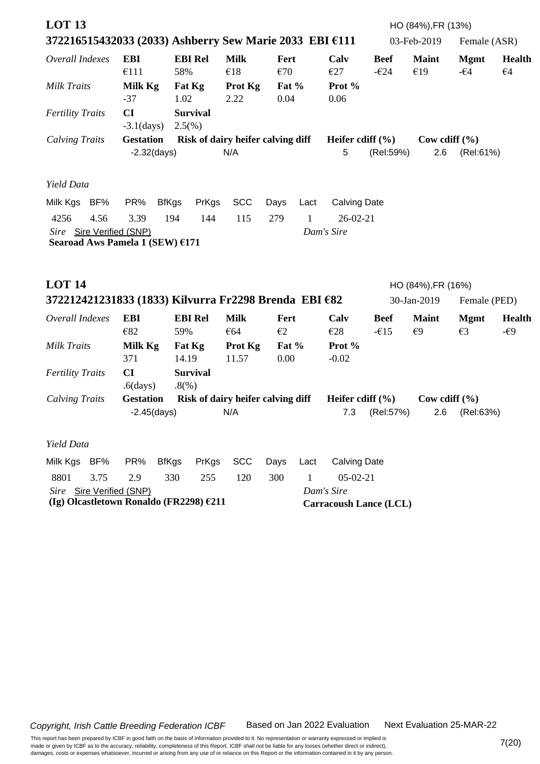## LOT 13

HO (84%),FR (13%)

**372216515432033 (2033) Ashberry Sew Marie 2033 EBI €111** 03-Feb-2019 Female (ASR)

| *Overall Indexes* | **EBI** | **EBI Rel** | **Milk** | **Fert** | **Calv** | **Beef** | **Maint** | **Mgmt** | **Health** |
|---|---|---|---|---|---|---|---|---|---|
| | €111 | 58% | €18 | €70 | €27 | -€24 | €19 | -€4 | €4 |
| *Milk Traits* | **Milk Kg** | **Fat Kg** | **Prot Kg** | **Fat %** | **Prot %** | | | | |
| | -37 | 1.02 | 2.22 | 0.04 | 0.06 | | | | |
| *Fertility Traits* | **CI** | **Survival** | | | | | | | |
| | -3.1(days) | 2.5(%) | | | | | | | |

| *Calving Traits* | **Gestation** | **Risk of dairy heifer calving diff** | **Heifer cdiff (%)** | | **Cow cdiff (%)** | |
|---|---|---|---|---|---|---|
| | -2.32(days) | N/A | 5 | (Rel:59%) | 2.6 | (Rel:61%) |

*Yield Data*

| Milk Kgs | BF% | PR% | BfKgs | PrKgs | SCC | Days | Lact | Calving Date |
|---|---|---|---|---|---|---|---|---|
| 4256 | 4.56 | 3.39 | 194 | 144 | 115 | 279 | 1 | 26-02-21 |

*Sire* Sire Verified (SNP) | *Dam's Sire*

**Searoad Aws Pamela 1 (SEW) €171**

## LOT 14

HO (84%),FR (16%)

**372212421231833 (1833) Kilvurra Fr2298 Brenda EBI €82** 30-Jan-2019 Female (PED)

| *Overall Indexes* | **EBI** | **EBI Rel** | **Milk** | **Fert** | **Calv** | **Beef** | **Maint** | **Mgmt** | **Health** |
|---|---|---|---|---|---|---|---|---|---|
| | €82 | 59% | €64 | €2 | €28 | -€15 | €9 | €3 | -€9 |
| *Milk Traits* | **Milk Kg** | **Fat Kg** | **Prot Kg** | **Fat %** | **Prot %** | | | | |
| | 371 | 14.19 | 11.57 | 0.00 | -0.02 | | | | |
| *Fertility Traits* | **CI** | **Survival** | | | | | | | |
| | .6(days) | .8(%) | | | | | | | |

| *Calving Traits* | **Gestation** | **Risk of dairy heifer calving diff** | **Heifer cdiff (%)** | | **Cow cdiff (%)** | |
|---|---|---|---|---|---|---|
| | -2.45(days) | N/A | 7.3 | (Rel:57%) | 2.6 | (Rel:63%) |

*Yield Data*

| Milk Kgs | BF% | PR% | BfKgs | PrKgs | SCC | Days | Lact | Calving Date |
|---|---|---|---|---|---|---|---|---|
| 8801 | 3.75 | 2.9 | 330 | 255 | 120 | 300 | 1 | 05-02-21 |

*Sire* Sire Verified (SNP) | *Dam's Sire*

**(Ig) Olcastletown Ronaldo (FR2298) €211** | **Carracoush Lance (LCL)**

*Copyright, Irish Cattle Breeding Federation ICBF* Based on Jan 2022 Evaluation Next Evaluation 25-MAR-22

This report has been prepared by ICBF in good faith on the basis of information provided to it. No representation or warranty expressed or implied is made or given by ICBF as to the accuracy, reliability, completeness of this Report. ICBF shall not be liable for any losses (whether direct or indirect), damages, costs or expenses whatsoever, incurred or arising from any use of or reliance on this Report or the information contained in it by any person.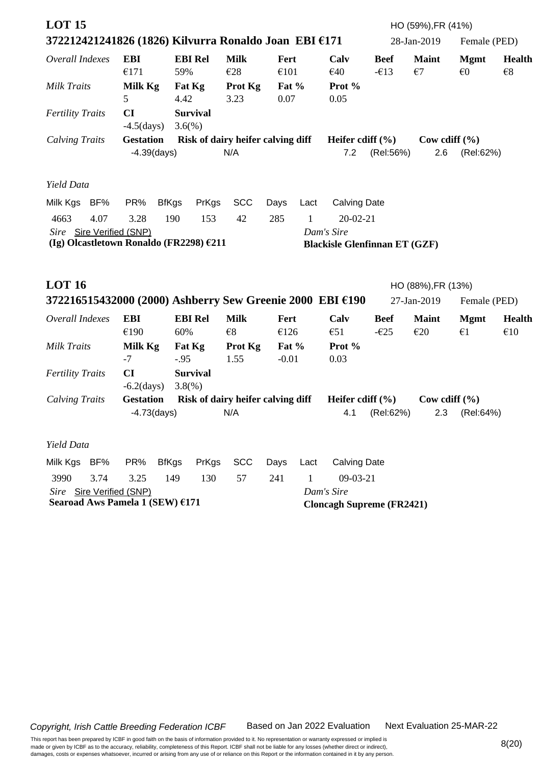## LOT 15

**372212421241826 (1826) Kilvurra Ronaldo Joan EBI €171** — HO (59%),FR (41%) — 28-Jan-2019 — Female (PED)

| *Overall Indexes* | **EBI** | **EBI Rel** | **Milk** | **Fert** | **Calv** | **Beef** | **Maint** | **Mgmt** | **Health** |
|---|---|---|---|---|---|---|---|---|---|
| | €171 | 59% | €28 | €101 | €40 | -€13 | €7 | €0 | €8 |

| *Milk Traits* | **Milk Kg** | **Fat Kg** | **Prot Kg** | **Fat %** | **Prot %** |
|---|---|---|---|---|---|
| | 5 | 4.42 | 3.23 | 0.07 | 0.05 |

| *Fertility Traits* | **CI** | **Survival** |
|---|---|---|
| | -4.5(days) | 3.6(%) |

| *Calving Traits* | **Gestation** | **Risk of dairy heifer calving diff** | **Heifer cdiff (%)** | **Cow cdiff (%)** |
|---|---|---|---|---|
| | -4.39(days) | N/A | 7.2 (Rel:56%) | 2.6 (Rel:62%) |

*Yield Data*

| Milk Kgs | BF% | PR% | BfKgs | PrKgs | SCC | Days | Lact | Calving Date |
|---|---|---|---|---|---|---|---|---|
| 4663 | 4.07 | 3.28 | 190 | 153 | 42 | 285 | 1 | 20-02-21 |

*Sire* Sire Verified (SNP)
**(Ig) Olcastletown Ronaldo (FR2298) €211**

*Dam's Sire*
**Blackisle Glenfinnan ET (GZF)**

## LOT 16

**372216515432000 (2000) Ashberry Sew Greenie 2000 EBI €190** — HO (88%),FR (13%) — 27-Jan-2019 — Female (PED)

| *Overall Indexes* | **EBI** | **EBI Rel** | **Milk** | **Fert** | **Calv** | **Beef** | **Maint** | **Mgmt** | **Health** |
|---|---|---|---|---|---|---|---|---|---|
| | €190 | 60% | €8 | €126 | €51 | -€25 | €20 | €1 | €10 |

| *Milk Traits* | **Milk Kg** | **Fat Kg** | **Prot Kg** | **Fat %** | **Prot %** |
|---|---|---|---|---|---|
| | -7 | -.95 | 1.55 | -0.01 | 0.03 |

| *Fertility Traits* | **CI** | **Survival** |
|---|---|---|
| | -6.2(days) | 3.8(%) |

| *Calving Traits* | **Gestation** | **Risk of dairy heifer calving diff** | **Heifer cdiff (%)** | **Cow cdiff (%)** |
|---|---|---|---|---|
| | -4.73(days) | N/A | 4.1 (Rel:62%) | 2.3 (Rel:64%) |

*Yield Data*

| Milk Kgs | BF% | PR% | BfKgs | PrKgs | SCC | Days | Lact | Calving Date |
|---|---|---|---|---|---|---|---|---|
| 3990 | 3.74 | 3.25 | 149 | 130 | 57 | 241 | 1 | 09-03-21 |

*Sire* Sire Verified (SNP)
**Searoad Aws Pamela 1 (SEW) €171**

*Dam's Sire*
**Cloncagh Supreme (FR2421)**

*Copyright, Irish Cattle Breeding Federation ICBF* Based on Jan 2022 Evaluation Next Evaluation 25-MAR-22

This report has been prepared by ICBF in good faith on the basis of information provided to it. No representation or warranty expressed or implied is made or given by ICBF as to the accuracy, reliability, completeness of this Report. ICBF shall not be liable for any losses (whether direct or indirect), damages, costs or expenses whatsoever, incurred or arising from any use of or reliance on this Report or the information contained in it by any person.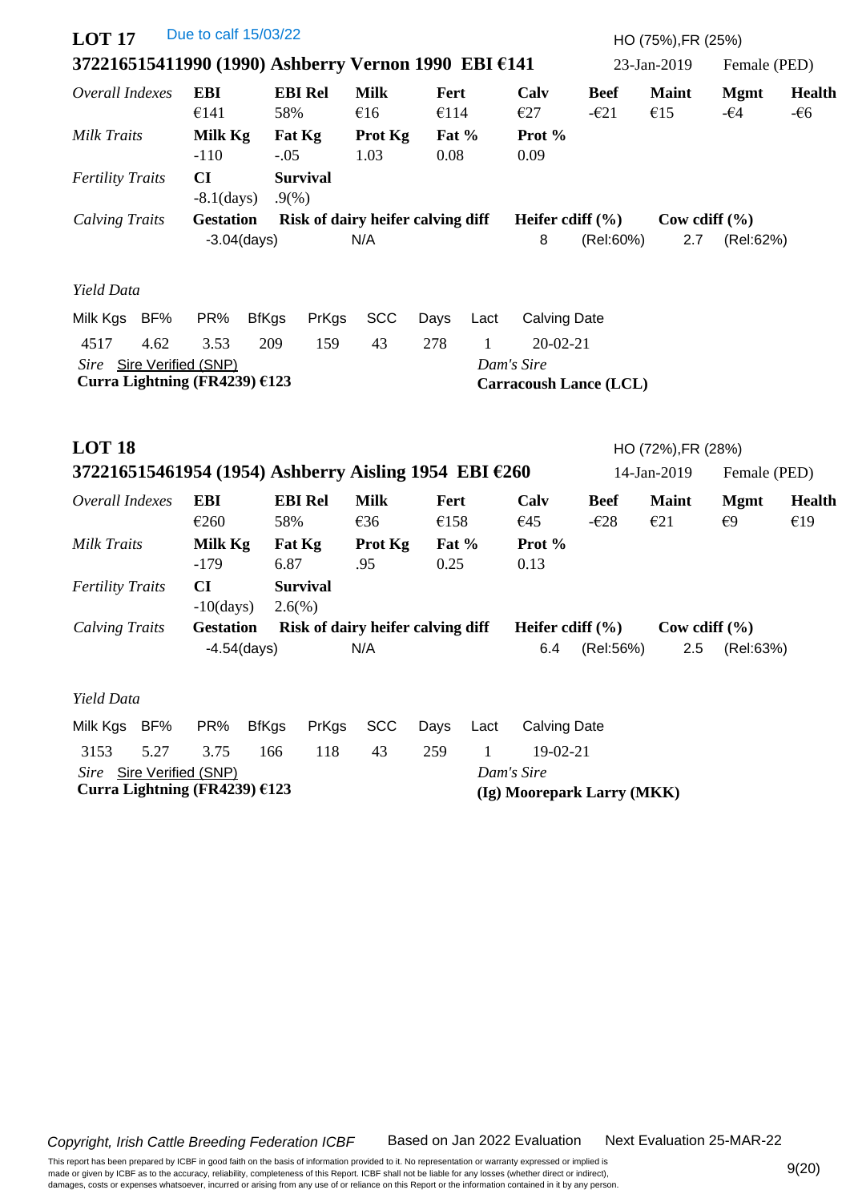## LOT 17

Due to calf 15/03/22

HO (75%),FR (25%)

**372216515411990 (1990) Ashberry Vernon 1990 EBI €141** 23-Jan-2019 Female (PED)

| *Overall Indexes* | **EBI** | **EBI Rel** | **Milk** | **Fert** | **Calv** | **Beef** | **Maint** | **Mgmt** | **Health** |
|---|---|---|---|---|---|---|---|---|---|
| | €141 | 58% | €16 | €114 | €27 | -€21 | €15 | -€4 | -€6 |
| *Milk Traits* | **Milk Kg** | **Fat Kg** | **Prot Kg** | **Fat %** | **Prot %** | | | | |
| | -110 | -.05 | 1.03 | 0.08 | 0.09 | | | | |
| *Fertility Traits* | **CI** | **Survival** | | | | | | | |
| | -8.1(days) | .9(%) | | | | | | | |

| *Calving Traits* | **Gestation** | **Risk of dairy heifer calving diff** | **Heifer cdiff (%)** | | **Cow cdiff (%)** | |
|---|---|---|---|---|---|---|
| | -3.04(days) | N/A | 8 | (Rel:60%) | 2.7 | (Rel:62%) |

*Yield Data*

| Milk Kgs | BF% | PR% | BfKgs | PrKgs | SCC | Days | Lact | Calving Date |
|---|---|---|---|---|---|---|---|---|
| 4517 | 4.62 | 3.53 | 209 | 159 | 43 | 278 | 1 | 20-02-21 |

*Sire* Sire Verified (SNP)
**Curra Lightning (FR4239) €123**

*Dam's Sire*
**Carracoush Lance (LCL)**

## LOT 18

HO (72%),FR (28%)

**372216515461954 (1954) Ashberry Aisling 1954 EBI €260** 14-Jan-2019 Female (PED)

| *Overall Indexes* | **EBI** | **EBI Rel** | **Milk** | **Fert** | **Calv** | **Beef** | **Maint** | **Mgmt** | **Health** |
|---|---|---|---|---|---|---|---|---|---|
| | €260 | 58% | €36 | €158 | €45 | -€28 | €21 | €9 | €19 |
| *Milk Traits* | **Milk Kg** | **Fat Kg** | **Prot Kg** | **Fat %** | **Prot %** | | | | |
| | -179 | 6.87 | .95 | 0.25 | 0.13 | | | | |
| *Fertility Traits* | **CI** | **Survival** | | | | | | | |
| | -10(days) | 2.6(%) | | | | | | | |

| *Calving Traits* | **Gestation** | **Risk of dairy heifer calving diff** | **Heifer cdiff (%)** | | **Cow cdiff (%)** | |
|---|---|---|---|---|---|---|
| | -4.54(days) | N/A | 6.4 | (Rel:56%) | 2.5 | (Rel:63%) |

*Yield Data*

| Milk Kgs | BF% | PR% | BfKgs | PrKgs | SCC | Days | Lact | Calving Date |
|---|---|---|---|---|---|---|---|---|
| 3153 | 5.27 | 3.75 | 166 | 118 | 43 | 259 | 1 | 19-02-21 |

*Sire* Sire Verified (SNP)
**Curra Lightning (FR4239) €123**

*Dam's Sire*
**(Ig) Moorepark Larry (MKK)**

*Copyright, Irish Cattle Breeding Federation ICBF* Based on Jan 2022 Evaluation Next Evaluation 25-MAR-22

This report has been prepared by ICBF in good faith on the basis of information provided to it. No representation or warranty expressed or implied is made or given by ICBF as to the accuracy, reliability, completeness of this Report. ICBF shall not be liable for any losses (whether direct or indirect), damages, costs or expenses whatsoever, incurred or arising from any use of or reliance on this Report or the information contained in it by any person.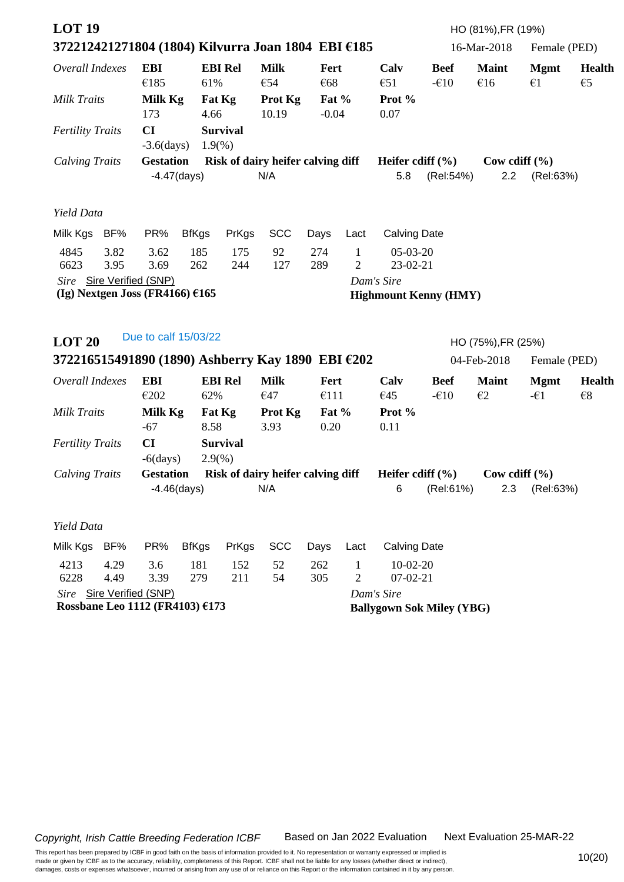## LOT 19

HO (81%),FR (19%)

**372212421271804 (1804) Kilvurra Joan 1804 EBI €185** 16-Mar-2018 Female (PED)

| *Overall Indexes* | **EBI** | **EBI Rel** | **Milk** | **Fert** | **Calv** | **Beef** | **Maint** | **Mgmt** | **Health** |
|---|---|---|---|---|---|---|---|---|---|
| | €185 | 61% | €54 | €68 | €51 | -€10 | €16 | €1 | €5 |
| *Milk Traits* | **Milk Kg** | **Fat Kg** | **Prot Kg** | **Fat %** | **Prot %** | | | | |
| | 173 | 4.66 | 10.19 | -0.04 | 0.07 | | | | |
| *Fertility Traits* | **CI** | **Survival** | | | | | | | |
| | -3.6(days) | 1.9(%) | | | | | | | |

| *Calving Traits* | **Gestation** | **Risk of dairy heifer calving diff** | **Heifer cdiff (%)** | | **Cow cdiff (%)** | |
|---|---|---|---|---|---|---|
| | -4.47(days) | N/A | 5.8 | (Rel:54%) | 2.2 | (Rel:63%) |

*Yield Data*

| Milk Kgs | BF% | PR% | BfKgs | PrKgs | SCC | Days | Lact | Calving Date |
|---|---|---|---|---|---|---|---|---|
| 4845 | 3.82 | 3.62 | 185 | 175 | 92 | 274 | 1 | 05-03-20 |
| 6623 | 3.95 | 3.69 | 262 | 244 | 127 | 289 | 2 | 23-02-21 |

*Sire* Sire Verified (SNP)
**(Ig) Nextgen Joss (FR4166) €165**

*Dam's Sire*
**Highmount Kenny (HMY)**

## LOT 20

Due to calf 15/03/22

HO (75%),FR (25%)

**372216515491890 (1890) Ashberry Kay 1890 EBI €202** 04-Feb-2018 Female (PED)

| *Overall Indexes* | **EBI** | **EBI Rel** | **Milk** | **Fert** | **Calv** | **Beef** | **Maint** | **Mgmt** | **Health** |
|---|---|---|---|---|---|---|---|---|---|
| | €202 | 62% | €47 | €111 | €45 | -€10 | €2 | -€1 | €8 |
| *Milk Traits* | **Milk Kg** | **Fat Kg** | **Prot Kg** | **Fat %** | **Prot %** | | | | |
| | -67 | 8.58 | 3.93 | 0.20 | 0.11 | | | | |
| *Fertility Traits* | **CI** | **Survival** | | | | | | | |
| | -6(days) | 2.9(%) | | | | | | | |

| *Calving Traits* | **Gestation** | **Risk of dairy heifer calving diff** | **Heifer cdiff (%)** | | **Cow cdiff (%)** | |
|---|---|---|---|---|---|---|
| | -4.46(days) | N/A | 6 | (Rel:61%) | 2.3 | (Rel:63%) |

*Yield Data*

| Milk Kgs | BF% | PR% | BfKgs | PrKgs | SCC | Days | Lact | Calving Date |
|---|---|---|---|---|---|---|---|---|
| 4213 | 4.29 | 3.6 | 181 | 152 | 52 | 262 | 1 | 10-02-20 |
| 6228 | 4.49 | 3.39 | 279 | 211 | 54 | 305 | 2 | 07-02-21 |

*Sire* Sire Verified (SNP)
**Rossbane Leo 1112 (FR4103) €173**

*Dam's Sire*
**Ballygown Sok Miley (YBG)**

*Copyright, Irish Cattle Breeding Federation ICBF* Based on Jan 2022 Evaluation Next Evaluation 25-MAR-22

This report has been prepared by ICBF in good faith on the basis of information provided to it. No representation or warranty expressed or implied is made or given by ICBF as to the accuracy, reliability, completeness of this Report. ICBF shall not be liable for any losses (whether direct or indirect), damages, costs or expenses whatsoever, incurred or arising from any use of or reliance on this Report or the information contained in it by any person.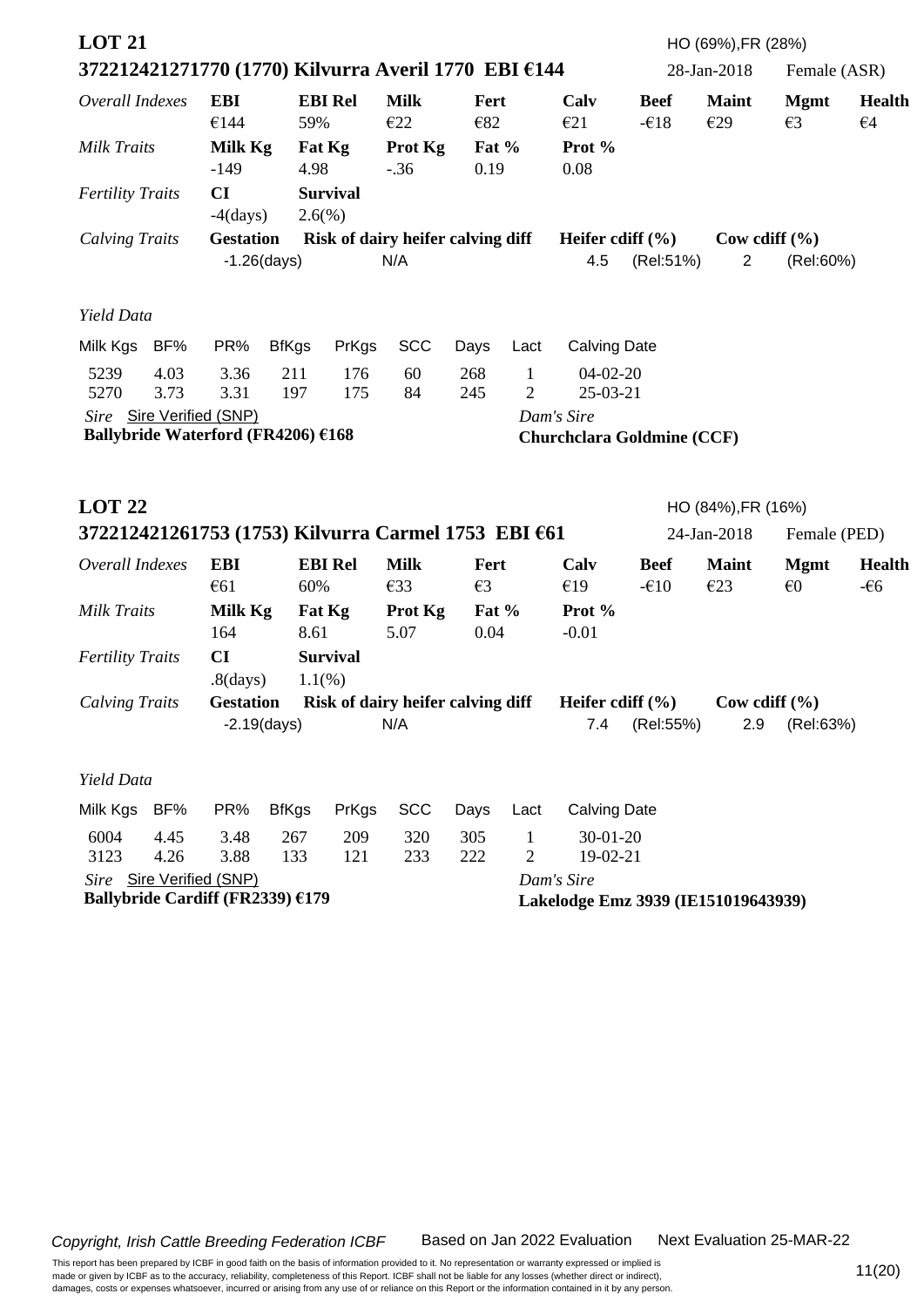## LOT 21

HO (69%),FR (28%)

### 372212421271770 (1770) Kilvurra Averil 1770 EBI €144

28-Jan-2018 Female (ASR)

| *Overall Indexes* | EBI | EBI Rel | Milk | Fert | Calv | Beef | Maint | Mgmt | Health |
|---|---|---|---|---|---|---|---|---|---|
| | €144 | 59% | €22 | €82 | €21 | -€18 | €29 | €3 | €4 |

| *Milk Traits* | Milk Kg | Fat Kg | Prot Kg | Fat % | Prot % |
|---|---|---|---|---|---|
| | -149 | 4.98 | -.36 | 0.19 | 0.08 |

| *Fertility Traits* | CI | Survival |
|---|---|---|
| | -4(days) | 2.6(%) |

| *Calving Traits* | Gestation | Risk of dairy heifer calving diff | Heifer cdiff (%) | | Cow cdiff (%) | |
|---|---|---|---|---|---|---|
| | -1.26(days) | N/A | 4.5 | (Rel:51%) | 2 | (Rel:60%) |

*Yield Data*

| Milk Kgs | BF% | PR% | BfKgs | PrKgs | SCC | Days | Lact | Calving Date |
|---|---|---|---|---|---|---|---|---|
| 5239 | 4.03 | 3.36 | 211 | 176 | 60 | 268 | 1 | 04-02-20 |
| 5270 | 3.73 | 3.31 | 197 | 175 | 84 | 245 | 2 | 25-03-21 |

*Sire* Sire Verified (SNP)
**Ballybride Waterford (FR4206) €168**

*Dam's Sire*
**Churchclara Goldmine (CCF)**

## LOT 22

HO (84%),FR (16%)

### 372212421261753 (1753) Kilvurra Carmel 1753 EBI €61

24-Jan-2018 Female (PED)

| *Overall Indexes* | EBI | EBI Rel | Milk | Fert | Calv | Beef | Maint | Mgmt | Health |
|---|---|---|---|---|---|---|---|---|---|
| | €61 | 60% | €33 | €3 | €19 | -€10 | €23 | €0 | -€6 |

| *Milk Traits* | Milk Kg | Fat Kg | Prot Kg | Fat % | Prot % |
|---|---|---|---|---|---|
| | 164 | 8.61 | 5.07 | 0.04 | -0.01 |

| *Fertility Traits* | CI | Survival |
|---|---|---|
| | .8(days) | 1.1(%) |

| *Calving Traits* | Gestation | Risk of dairy heifer calving diff | Heifer cdiff (%) | | Cow cdiff (%) | |
|---|---|---|---|---|---|---|
| | -2.19(days) | N/A | 7.4 | (Rel:55%) | 2.9 | (Rel:63%) |

*Yield Data*

| Milk Kgs | BF% | PR% | BfKgs | PrKgs | SCC | Days | Lact | Calving Date |
|---|---|---|---|---|---|---|---|---|
| 6004 | 4.45 | 3.48 | 267 | 209 | 320 | 305 | 1 | 30-01-20 |
| 3123 | 4.26 | 3.88 | 133 | 121 | 233 | 222 | 2 | 19-02-21 |

*Sire* Sire Verified (SNP)
**Ballybride Cardiff (FR2339) €179**

*Dam's Sire*
**Lakelodge Emz 3939 (IE151019643939)**

*Copyright, Irish Cattle Breeding Federation ICBF* Based on Jan 2022 Evaluation Next Evaluation 25-MAR-22

This report has been prepared by ICBF in good faith on the basis of information provided to it. No representation or warranty expressed or implied is made or given by ICBF as to the accuracy, reliability, completeness of this Report. ICBF shall not be liable for any losses (whether direct or indirect), damages, costs or expenses whatsoever, incurred or arising from any use of or reliance on this Report or the information contained in it by any person.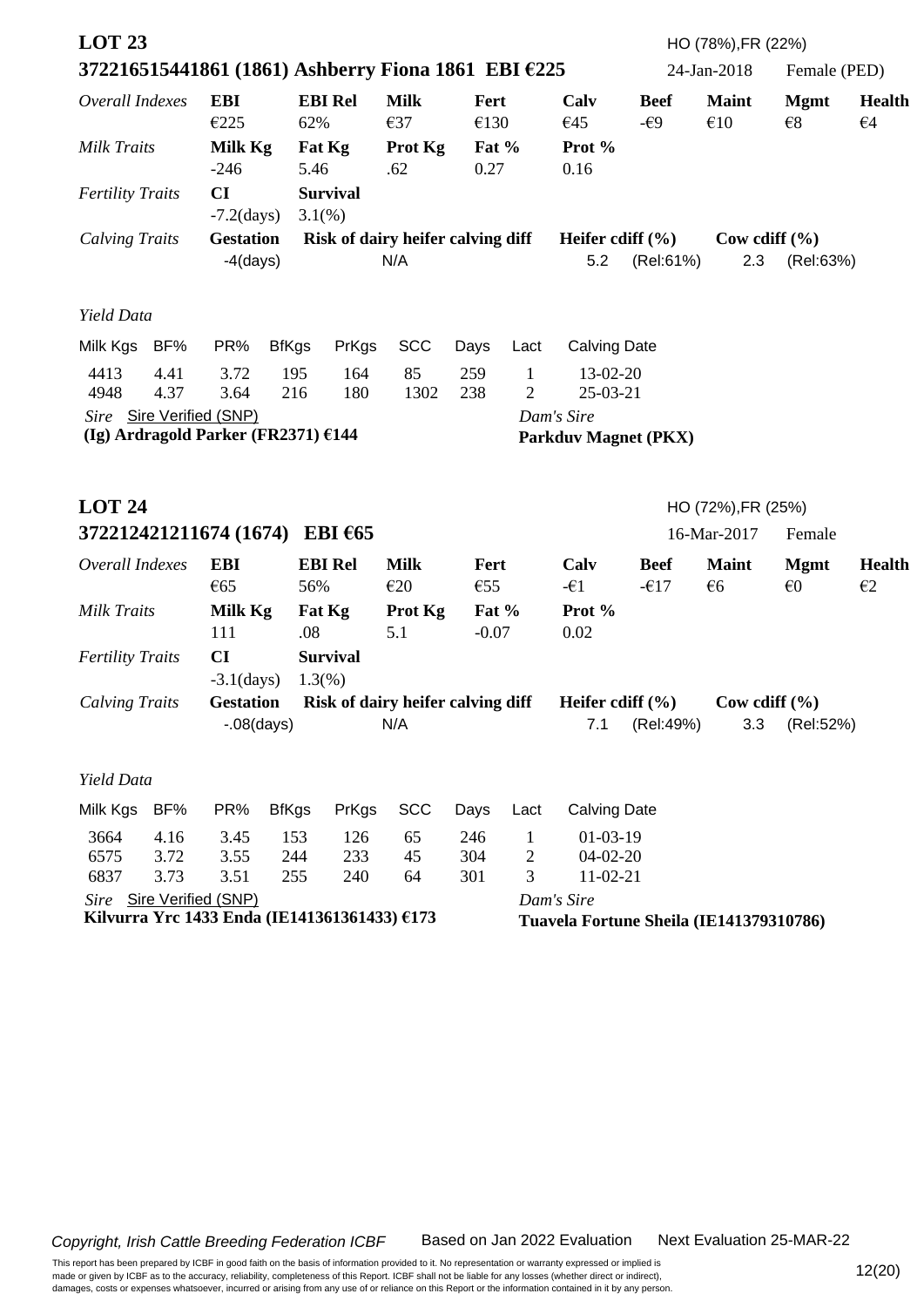## LOT 23

HO (78%),FR (22%)

**372216515441861 (1861) Ashberry Fiona 1861 EBI €225** 24-Jan-2018 Female (PED)

| *Overall Indexes* | **EBI** | **EBI Rel** | **Milk** | **Fert** | **Calv** | **Beef** | **Maint** | **Mgmt** | **Health** |
|---|---|---|---|---|---|---|---|---|---|
| | €225 | 62% | €37 | €130 | €45 | -€9 | €10 | €8 | €4 |
| *Milk Traits* | **Milk Kg** | **Fat Kg** | **Prot Kg** | **Fat %** | **Prot %** | | | | |
| | -246 | 5.46 | .62 | 0.27 | 0.16 | | | | |
| *Fertility Traits* | **CI** | **Survival** | | | | | | | |
| | -7.2(days) | 3.1(%) | | | | | | | |

| *Calving Traits* | **Gestation** | **Risk of dairy heifer calving diff** | **Heifer cdiff (%)** | | **Cow cdiff (%)** | |
|---|---|---|---|---|---|---|
| | -4(days) | N/A | 5.2 | (Rel:61%) | 2.3 | (Rel:63%) |

*Yield Data*

| Milk Kgs | BF% | PR% | BfKgs | PrKgs | SCC | Days | Lact | Calving Date |
|---|---|---|---|---|---|---|---|---|
| 4413 | 4.41 | 3.72 | 195 | 164 | 85 | 259 | 1 | 13-02-20 |
| 4948 | 4.37 | 3.64 | 216 | 180 | 1302 | 238 | 2 | 25-03-21 |

*Sire* Sire Verified (SNP)
**(Ig) Ardragold Parker (FR2371) €144**

*Dam's Sire*
**Parkduv Magnet (PKX)**

## LOT 24

HO (72%),FR (25%)

**372212421211674 (1674) EBI €65** 16-Mar-2017 Female

| *Overall Indexes* | **EBI** | **EBI Rel** | **Milk** | **Fert** | **Calv** | **Beef** | **Maint** | **Mgmt** | **Health** |
|---|---|---|---|---|---|---|---|---|---|
| | €65 | 56% | €20 | €55 | -€1 | -€17 | €6 | €0 | €2 |
| *Milk Traits* | **Milk Kg** | **Fat Kg** | **Prot Kg** | **Fat %** | **Prot %** | | | | |
| | 111 | .08 | 5.1 | -0.07 | 0.02 | | | | |
| *Fertility Traits* | **CI** | **Survival** | | | | | | | |
| | -3.1(days) | 1.3(%) | | | | | | | |

| *Calving Traits* | **Gestation** | **Risk of dairy heifer calving diff** | **Heifer cdiff (%)** | | **Cow cdiff (%)** | |
|---|---|---|---|---|---|---|
| | -.08(days) | N/A | 7.1 | (Rel:49%) | 3.3 | (Rel:52%) |

*Yield Data*

| Milk Kgs | BF% | PR% | BfKgs | PrKgs | SCC | Days | Lact | Calving Date |
|---|---|---|---|---|---|---|---|---|
| 3664 | 4.16 | 3.45 | 153 | 126 | 65 | 246 | 1 | 01-03-19 |
| 6575 | 3.72 | 3.55 | 244 | 233 | 45 | 304 | 2 | 04-02-20 |
| 6837 | 3.73 | 3.51 | 255 | 240 | 64 | 301 | 3 | 11-02-21 |

*Sire* Sire Verified (SNP)
**Kilvurra Yrc 1433 Enda (IE141361361433) €173**

*Dam's Sire*
**Tuavela Fortune Sheila (IE141379310786)**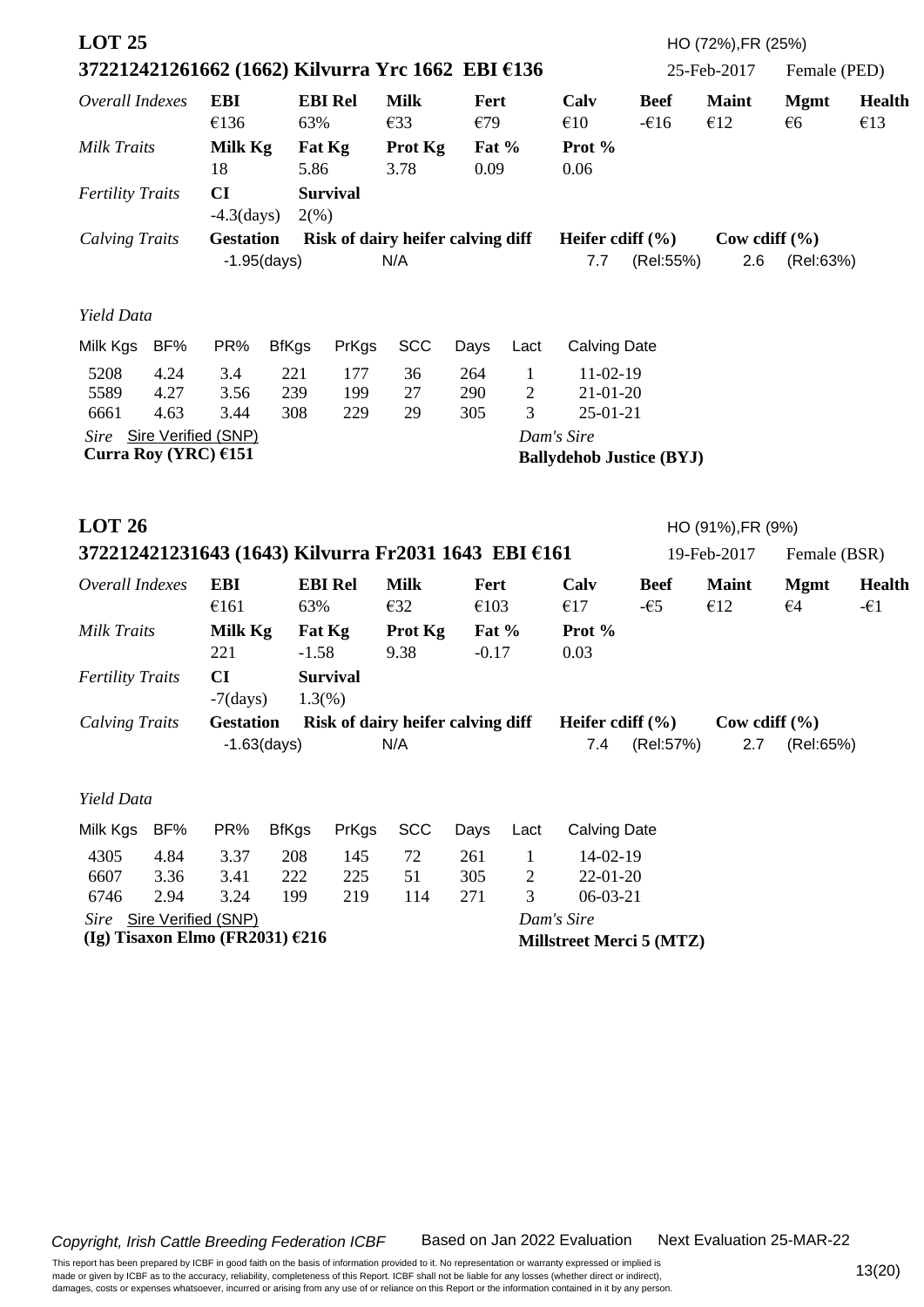## LOT 25

HO (72%),FR (25%)

**372212421261662 (1662) Kilvurra Yrc 1662 EBI €136** — 25-Feb-2017 — Female (PED)

| *Overall Indexes* | **EBI** | **EBI Rel** | **Milk** | **Fert** | **Calv** | **Beef** | **Maint** | **Mgmt** | **Health** |
|---|---|---|---|---|---|---|---|---|---|
| | €136 | 63% | €33 | €79 | €10 | -€16 | €12 | €6 | €13 |
| *Milk Traits* | **Milk Kg** | **Fat Kg** | **Prot Kg** | **Fat %** | **Prot %** | | | | |
| | 18 | 5.86 | 3.78 | 0.09 | 0.06 | | | | |
| *Fertility Traits* | **CI** | **Survival** | | | | | | | |
| | -4.3(days) | 2(%) | | | | | | | |

| *Calving Traits* | **Gestation** | **Risk of dairy heifer calving diff** | **Heifer cdiff (%)** | | **Cow cdiff (%)** | |
|---|---|---|---|---|---|---|
| | -1.95(days) | N/A | 7.7 | (Rel:55%) | 2.6 | (Rel:63%) |

*Yield Data*

| Milk Kgs | BF% | PR% | BfKgs | PrKgs | SCC | Days | Lact | Calving Date |
|---|---|---|---|---|---|---|---|---|
| 5208 | 4.24 | 3.4 | 221 | 177 | 36 | 264 | 1 | 11-02-19 |
| 5589 | 4.27 | 3.56 | 239 | 199 | 27 | 290 | 2 | 21-01-20 |
| 6661 | 4.63 | 3.44 | 308 | 229 | 29 | 305 | 3 | 25-01-21 |

*Sire* Sire Verified (SNP)
**Curra Roy (YRC) €151**

*Dam's Sire*
**Ballydehob Justice (BYJ)**

## LOT 26

HO (91%),FR (9%)

**372212421231643 (1643) Kilvurra Fr2031 1643 EBI €161** — 19-Feb-2017 — Female (BSR)

| *Overall Indexes* | **EBI** | **EBI Rel** | **Milk** | **Fert** | **Calv** | **Beef** | **Maint** | **Mgmt** | **Health** |
|---|---|---|---|---|---|---|---|---|---|
| | €161 | 63% | €32 | €103 | €17 | -€5 | €12 | €4 | -€1 |
| *Milk Traits* | **Milk Kg** | **Fat Kg** | **Prot Kg** | **Fat %** | **Prot %** | | | | |
| | 221 | -1.58 | 9.38 | -0.17 | 0.03 | | | | |
| *Fertility Traits* | **CI** | **Survival** | | | | | | | |
| | -7(days) | 1.3(%) | | | | | | | |

| *Calving Traits* | **Gestation** | **Risk of dairy heifer calving diff** | **Heifer cdiff (%)** | | **Cow cdiff (%)** | |
|---|---|---|---|---|---|---|
| | -1.63(days) | N/A | 7.4 | (Rel:57%) | 2.7 | (Rel:65%) |

*Yield Data*

| Milk Kgs | BF% | PR% | BfKgs | PrKgs | SCC | Days | Lact | Calving Date |
|---|---|---|---|---|---|---|---|---|
| 4305 | 4.84 | 3.37 | 208 | 145 | 72 | 261 | 1 | 14-02-19 |
| 6607 | 3.36 | 3.41 | 222 | 225 | 51 | 305 | 2 | 22-01-20 |
| 6746 | 2.94 | 3.24 | 199 | 219 | 114 | 271 | 3 | 06-03-21 |

*Sire* Sire Verified (SNP)
**(Ig) Tisaxon Elmo (FR2031) €216**

*Dam's Sire*
**Millstreet Merci 5 (MTZ)**

*Copyright, Irish Cattle Breeding Federation ICBF* Based on Jan 2022 Evaluation Next Evaluation 25-MAR-22

This report has been prepared by ICBF in good faith on the basis of information provided to it. No representation or warranty expressed or implied is made or given by ICBF as to the accuracy, reliability, completeness of this Report. ICBF shall not be liable for any losses (whether direct or indirect), damages, costs or expenses whatsoever, incurred or arising from any use of or reliance on this Report or the information contained in it by any person.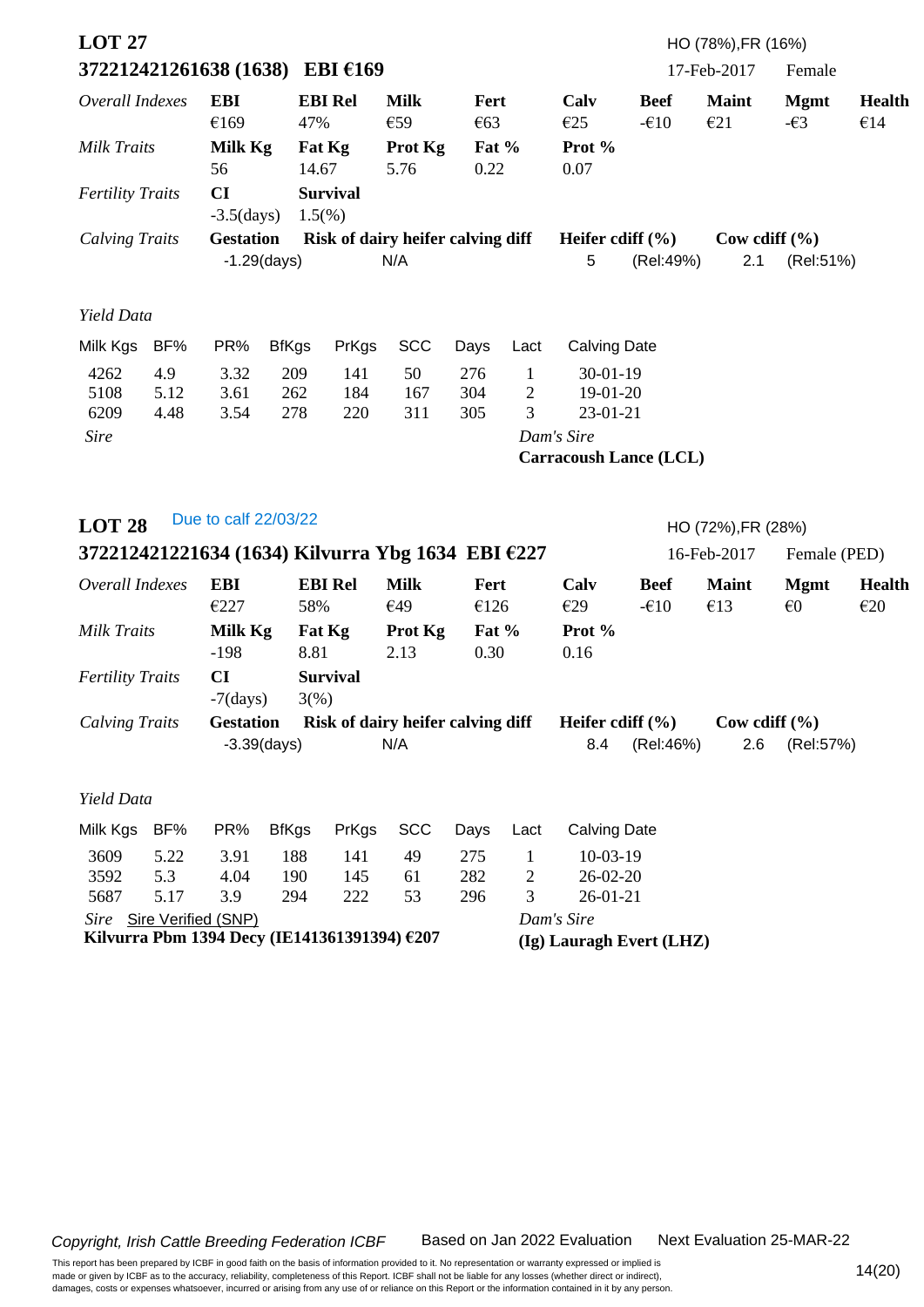## LOT 27

HO (78%),FR (16%)

**372212421261638 (1638) EBI €169**

17-Feb-2017 Female

| *Overall Indexes* | **EBI** | **EBI Rel** | **Milk** | **Fert** | **Calv** | **Beef** | **Maint** | **Mgmt** | **Health** |
|---|---|---|---|---|---|---|---|---|---|
| | €169 | 47% | €59 | €63 | €25 | -€10 | €21 | -€3 | €14 |
| *Milk Traits* | **Milk Kg** | **Fat Kg** | **Prot Kg** | **Fat %** | **Prot %** | | | | |
| | 56 | 14.67 | 5.76 | 0.22 | 0.07 | | | | |
| *Fertility Traits* | **CI** | **Survival** | | | | | | | |
| | -3.5(days) | 1.5(%) | | | | | | | |

| *Calving Traits* | **Gestation** | **Risk of dairy heifer calving diff** | **Heifer cdiff (%)** | | **Cow cdiff (%)** | |
|---|---|---|---|---|---|---|
| | -1.29(days) | N/A | 5 | (Rel:49%) | 2.1 | (Rel:51%) |

*Yield Data*

| Milk Kgs | BF% | PR% | BfKgs | PrKgs | SCC | Days | Lact | Calving Date |
|---|---|---|---|---|---|---|---|---|
| 4262 | 4.9 | 3.32 | 209 | 141 | 50 | 276 | 1 | 30-01-19 |
| 5108 | 5.12 | 3.61 | 262 | 184 | 167 | 304 | 2 | 19-01-20 |
| 6209 | 4.48 | 3.54 | 278 | 220 | 311 | 305 | 3 | 23-01-21 |

*Sire*

*Dam's Sire*
**Carracoush Lance (LCL)**

## LOT 28

Due to calf 22/03/22

HO (72%),FR (28%)

**372212421221634 (1634) Kilvurra Ybg 1634 EBI €227**

16-Feb-2017 Female (PED)

| *Overall Indexes* | **EBI** | **EBI Rel** | **Milk** | **Fert** | **Calv** | **Beef** | **Maint** | **Mgmt** | **Health** |
|---|---|---|---|---|---|---|---|---|---|
| | €227 | 58% | €49 | €126 | €29 | -€10 | €13 | €0 | €20 |
| *Milk Traits* | **Milk Kg** | **Fat Kg** | **Prot Kg** | **Fat %** | **Prot %** | | | | |
| | -198 | 8.81 | 2.13 | 0.30 | 0.16 | | | | |
| *Fertility Traits* | **CI** | **Survival** | | | | | | | |
| | -7(days) | 3(%) | | | | | | | |

| *Calving Traits* | **Gestation** | **Risk of dairy heifer calving diff** | **Heifer cdiff (%)** | | **Cow cdiff (%)** | |
|---|---|---|---|---|---|---|
| | -3.39(days) | N/A | 8.4 | (Rel:46%) | 2.6 | (Rel:57%) |

*Yield Data*

| Milk Kgs | BF% | PR% | BfKgs | PrKgs | SCC | Days | Lact | Calving Date |
|---|---|---|---|---|---|---|---|---|
| 3609 | 5.22 | 3.91 | 188 | 141 | 49 | 275 | 1 | 10-03-19 |
| 3592 | 5.3 | 4.04 | 190 | 145 | 61 | 282 | 2 | 26-02-20 |
| 5687 | 5.17 | 3.9 | 294 | 222 | 53 | 296 | 3 | 26-01-21 |

*Sire* Sire Verified (SNP)
**Kilvurra Pbm 1394 Decy (IE141361391394) €207**

*Dam's Sire*
**(Ig) Lauragh Evert (LHZ)**

*Copyright, Irish Cattle Breeding Federation ICBF* Based on Jan 2022 Evaluation Next Evaluation 25-MAR-22

This report has been prepared by ICBF in good faith on the basis of information provided to it. No representation or warranty expressed or implied is made or given by ICBF as to the accuracy, reliability, completeness of this Report. ICBF shall not be liable for any losses (whether direct or indirect), damages, costs or expenses whatsoever, incurred or arising from any use of or reliance on this Report or the information contained in it by any person.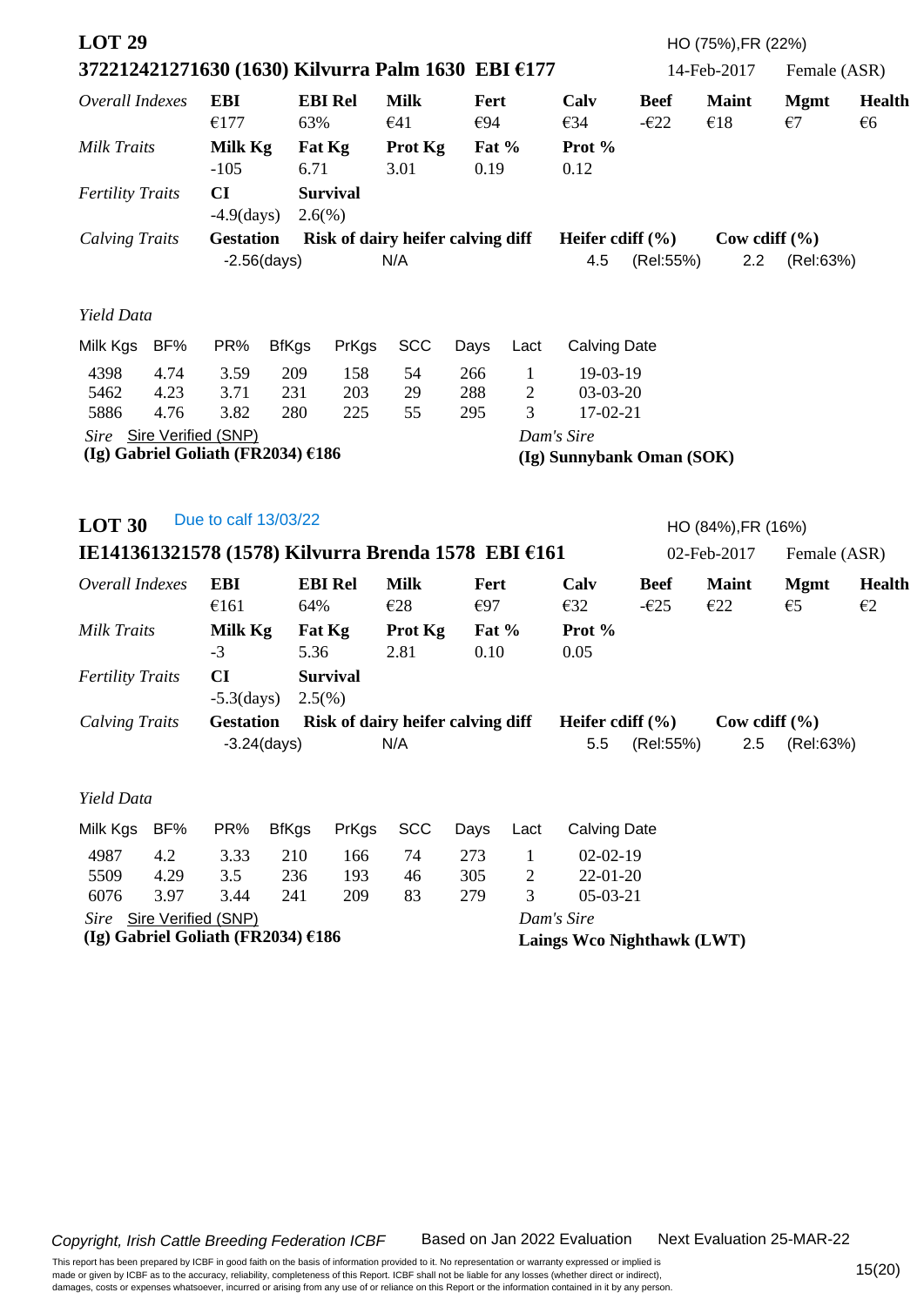## LOT 29

HO (75%),FR (22%)

**372212421271630 (1630) Kilvurra Palm 1630 EBI €177** 14-Feb-2017 Female (ASR)

| *Overall Indexes* | **EBI** | **EBI Rel** | **Milk** | **Fert** | **Calv** | **Beef** | **Maint** | **Mgmt** | **Health** |
|---|---|---|---|---|---|---|---|---|---|
| | €177 | 63% | €41 | €94 | €34 | -€22 | €18 | €7 | €6 |

| *Milk Traits* | **Milk Kg** | **Fat Kg** | **Prot Kg** | **Fat %** | **Prot %** |
|---|---|---|---|---|---|
| | -105 | 6.71 | 3.01 | 0.19 | 0.12 |

| *Fertility Traits* | **CI** | **Survival** |
|---|---|---|
| | -4.9(days) | 2.6(%) |

| *Calving Traits* | **Gestation** | **Risk of dairy heifer calving diff** | **Heifer cdiff (%)** | | **Cow cdiff (%)** | |
|---|---|---|---|---|---|---|
| | -2.56(days) | N/A | 4.5 | (Rel:55%) | 2.2 | (Rel:63%) |

*Yield Data*

| Milk Kgs | BF% | PR% | BfKgs | PrKgs | SCC | Days | Lact | Calving Date |
|---|---|---|---|---|---|---|---|---|
| 4398 | 4.74 | 3.59 | 209 | 158 | 54 | 266 | 1 | 19-03-19 |
| 5462 | 4.23 | 3.71 | 231 | 203 | 29 | 288 | 2 | 03-03-20 |
| 5886 | 4.76 | 3.82 | 280 | 225 | 55 | 295 | 3 | 17-02-21 |

*Sire* Sire Verified (SNP)
**(Ig) Gabriel Goliath (FR2034) €186**

*Dam's Sire*
**(Ig) Sunnybank Oman (SOK)**

## LOT 30

Due to calf 13/03/22

HO (84%),FR (16%)

**IE141361321578 (1578) Kilvurra Brenda 1578 EBI €161** 02-Feb-2017 Female (ASR)

| *Overall Indexes* | **EBI** | **EBI Rel** | **Milk** | **Fert** | **Calv** | **Beef** | **Maint** | **Mgmt** | **Health** |
|---|---|---|---|---|---|---|---|---|---|
| | €161 | 64% | €28 | €97 | €32 | -€25 | €22 | €5 | €2 |

| *Milk Traits* | **Milk Kg** | **Fat Kg** | **Prot Kg** | **Fat %** | **Prot %** |
|---|---|---|---|---|---|
| | -3 | 5.36 | 2.81 | 0.10 | 0.05 |

| *Fertility Traits* | **CI** | **Survival** |
|---|---|---|
| | -5.3(days) | 2.5(%) |

| *Calving Traits* | **Gestation** | **Risk of dairy heifer calving diff** | **Heifer cdiff (%)** | | **Cow cdiff (%)** | |
|---|---|---|---|---|---|---|
| | -3.24(days) | N/A | 5.5 | (Rel:55%) | 2.5 | (Rel:63%) |

*Yield Data*

| Milk Kgs | BF% | PR% | BfKgs | PrKgs | SCC | Days | Lact | Calving Date |
|---|---|---|---|---|---|---|---|---|
| 4987 | 4.2 | 3.33 | 210 | 166 | 74 | 273 | 1 | 02-02-19 |
| 5509 | 4.29 | 3.5 | 236 | 193 | 46 | 305 | 2 | 22-01-20 |
| 6076 | 3.97 | 3.44 | 241 | 209 | 83 | 279 | 3 | 05-03-21 |

*Sire* Sire Verified (SNP)
**(Ig) Gabriel Goliath (FR2034) €186**

*Dam's Sire*
**Laings Wco Nighthawk (LWT)**

*Copyright, Irish Cattle Breeding Federation ICBF* Based on Jan 2022 Evaluation Next Evaluation 25-MAR-22

This report has been prepared by ICBF in good faith on the basis of information provided to it. No representation or warranty expressed or implied is made or given by ICBF as to the accuracy, reliability, completeness of this Report. ICBF shall not be liable for any losses (whether direct or indirect), damages, costs or expenses whatsoever, incurred or arising from any use of or reliance on this Report or the information contained in it by any person.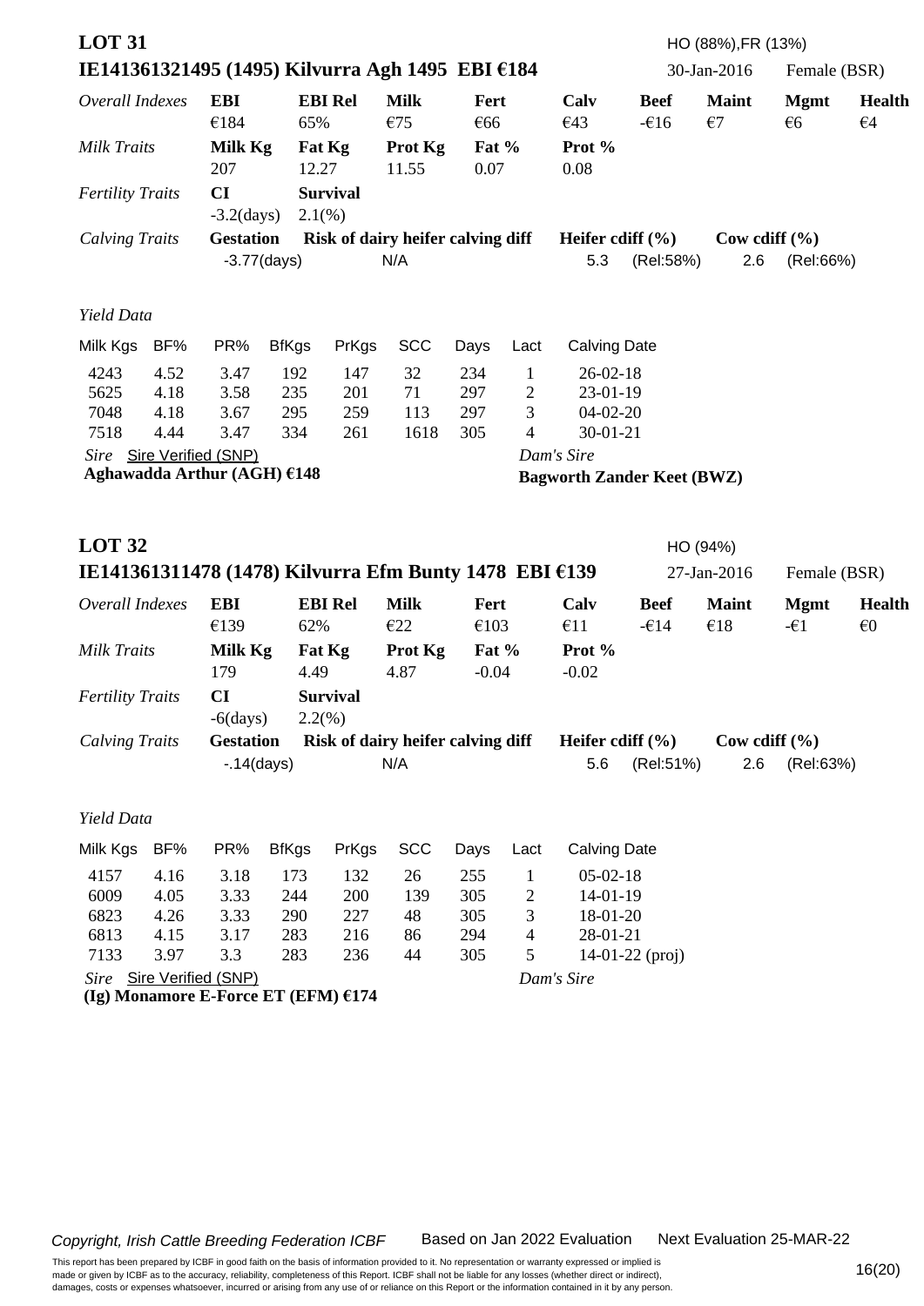## LOT 31

**IE141361321495 (1495) Kilvurra Agh 1495 EBI €184** — HO (88%),FR (13%) — 30-Jan-2016 — Female (BSR)

| *Overall Indexes* | EBI | EBI Rel | Milk | Fert | Calv | Beef | Maint | Mgmt | Health |
|---|---|---|---|---|---|---|---|---|---|
| | €184 | 65% | €75 | €66 | €43 | -€16 | €7 | €6 | €4 |

| *Milk Traits* | Milk Kg | Fat Kg | Prot Kg | Fat % | Prot % |
|---|---|---|---|---|---|
| | 207 | 12.27 | 11.55 | 0.07 | 0.08 |

| *Fertility Traits* | CI | Survival |
|---|---|---|
| | -3.2(days) | 2.1(%) |

| *Calving Traits* | Gestation | Risk of dairy heifer calving diff | Heifer cdiff (%) | | Cow cdiff (%) | |
|---|---|---|---|---|---|---|
| | -3.77(days) | N/A | 5.3 | (Rel:58%) | 2.6 | (Rel:66%) |

*Yield Data*

| Milk Kgs | BF% | PR% | BfKgs | PrKgs | SCC | Days | Lact | Calving Date |
|---|---|---|---|---|---|---|---|---|
| 4243 | 4.52 | 3.47 | 192 | 147 | 32 | 234 | 1 | 26-02-18 |
| 5625 | 4.18 | 3.58 | 235 | 201 | 71 | 297 | 2 | 23-01-19 |
| 7048 | 4.18 | 3.67 | 295 | 259 | 113 | 297 | 3 | 04-02-20 |
| 7518 | 4.44 | 3.47 | 334 | 261 | 1618 | 305 | 4 | 30-01-21 |

*Sire* Sire Verified (SNP)
**Aghawadda Arthur (AGH) €148**

*Dam's Sire*
**Bagworth Zander Keet (BWZ)**

## LOT 32

**IE141361311478 (1478) Kilvurra Efm Bunty 1478 EBI €139** — HO (94%) — 27-Jan-2016 — Female (BSR)

| *Overall Indexes* | EBI | EBI Rel | Milk | Fert | Calv | Beef | Maint | Mgmt | Health |
|---|---|---|---|---|---|---|---|---|---|
| | €139 | 62% | €22 | €103 | €11 | -€14 | €18 | -€1 | €0 |

| *Milk Traits* | Milk Kg | Fat Kg | Prot Kg | Fat % | Prot % |
|---|---|---|---|---|---|
| | 179 | 4.49 | 4.87 | -0.04 | -0.02 |

| *Fertility Traits* | CI | Survival |
|---|---|---|
| | -6(days) | 2.2(%) |

| *Calving Traits* | Gestation | Risk of dairy heifer calving diff | Heifer cdiff (%) | | Cow cdiff (%) | |
|---|---|---|---|---|---|---|
| | -.14(days) | N/A | 5.6 | (Rel:51%) | 2.6 | (Rel:63%) |

*Yield Data*

| Milk Kgs | BF% | PR% | BfKgs | PrKgs | SCC | Days | Lact | Calving Date |
|---|---|---|---|---|---|---|---|---|
| 4157 | 4.16 | 3.18 | 173 | 132 | 26 | 255 | 1 | 05-02-18 |
| 6009 | 4.05 | 3.33 | 244 | 200 | 139 | 305 | 2 | 14-01-19 |
| 6823 | 4.26 | 3.33 | 290 | 227 | 48 | 305 | 3 | 18-01-20 |
| 6813 | 4.15 | 3.17 | 283 | 216 | 86 | 294 | 4 | 28-01-21 |
| 7133 | 3.97 | 3.3 | 283 | 236 | 44 | 305 | 5 | 14-01-22 (proj) |

*Sire* Sire Verified (SNP)
**(Ig) Monamore E-Force ET (EFM) €174**

*Dam's Sire*

*Copyright, Irish Cattle Breeding Federation ICBF* Based on Jan 2022 Evaluation Next Evaluation 25-MAR-22

This report has been prepared by ICBF in good faith on the basis of information provided to it. No representation or warranty expressed or implied is made or given by ICBF as to the accuracy, reliability, completeness of this Report. ICBF shall not be liable for any losses (whether direct or indirect), damages, costs or expenses whatsoever, incurred or arising from any use of or reliance on this Report or the information contained in it by any person.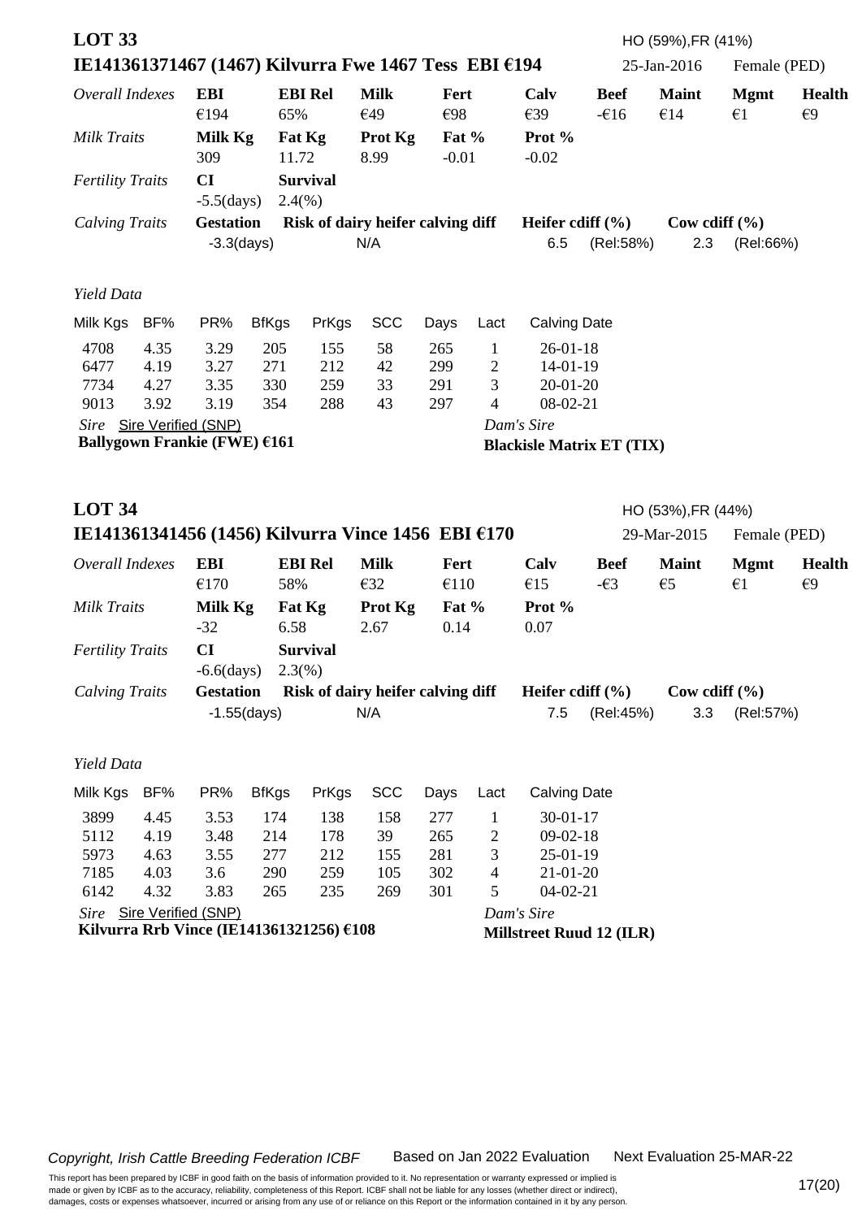## LOT 33

HO (59%),FR (41%)

### IE141361371467 (1467) Kilvurra Fwe 1467 Tess EBI €194

25-Jan-2016 Female (PED)

| *Overall Indexes* | **EBI** | **EBI Rel** | **Milk** | **Fert** | **Calv** | **Beef** | **Maint** | **Mgmt** | **Health** |
|---|---|---|---|---|---|---|---|---|---|
| | €194 | 65% | €49 | €98 | €39 | -€16 | €14 | €1 | €9 |
| *Milk Traits* | **Milk Kg** | **Fat Kg** | **Prot Kg** | **Fat %** | **Prot %** | | | | |
| | 309 | 11.72 | 8.99 | -0.01 | -0.02 | | | | |
| *Fertility Traits* | **CI** | **Survival** | | | | | | | |
| | -5.5(days) | 2.4(%) | | | | | | | |

| *Calving Traits* | **Gestation** | **Risk of dairy heifer calving diff** | **Heifer cdiff (%)** | | **Cow cdiff (%)** | |
|---|---|---|---|---|---|---|
| | -3.3(days) | N/A | 6.5 | (Rel:58%) | 2.3 | (Rel:66%) |

*Yield Data*

| Milk Kgs | BF% | PR% | BfKgs | PrKgs | SCC | Days | Lact | Calving Date |
|---|---|---|---|---|---|---|---|---|
| 4708 | 4.35 | 3.29 | 205 | 155 | 58 | 265 | 1 | 26-01-18 |
| 6477 | 4.19 | 3.27 | 271 | 212 | 42 | 299 | 2 | 14-01-19 |
| 7734 | 4.27 | 3.35 | 330 | 259 | 33 | 291 | 3 | 20-01-20 |
| 9013 | 3.92 | 3.19 | 354 | 288 | 43 | 297 | 4 | 08-02-21 |

*Sire* Sire Verified (SNP)
**Ballygown Frankie (FWE) €161**

*Dam's Sire*
**Blackisle Matrix ET (TIX)**

## LOT 34

HO (53%),FR (44%)

### IE141361341456 (1456) Kilvurra Vince 1456 EBI €170

29-Mar-2015 Female (PED)

| *Overall Indexes* | **EBI** | **EBI Rel** | **Milk** | **Fert** | **Calv** | **Beef** | **Maint** | **Mgmt** | **Health** |
|---|---|---|---|---|---|---|---|---|---|
| | €170 | 58% | €32 | €110 | €15 | -€3 | €5 | €1 | €9 |
| *Milk Traits* | **Milk Kg** | **Fat Kg** | **Prot Kg** | **Fat %** | **Prot %** | | | | |
| | -32 | 6.58 | 2.67 | 0.14 | 0.07 | | | | |
| *Fertility Traits* | **CI** | **Survival** | | | | | | | |
| | -6.6(days) | 2.3(%) | | | | | | | |

| *Calving Traits* | **Gestation** | **Risk of dairy heifer calving diff** | **Heifer cdiff (%)** | | **Cow cdiff (%)** | |
|---|---|---|---|---|---|---|
| | -1.55(days) | N/A | 7.5 | (Rel:45%) | 3.3 | (Rel:57%) |

*Yield Data*

| Milk Kgs | BF% | PR% | BfKgs | PrKgs | SCC | Days | Lact | Calving Date |
|---|---|---|---|---|---|---|---|---|
| 3899 | 4.45 | 3.53 | 174 | 138 | 158 | 277 | 1 | 30-01-17 |
| 5112 | 4.19 | 3.48 | 214 | 178 | 39 | 265 | 2 | 09-02-18 |
| 5973 | 4.63 | 3.55 | 277 | 212 | 155 | 281 | 3 | 25-01-19 |
| 7185 | 4.03 | 3.6 | 290 | 259 | 105 | 302 | 4 | 21-01-20 |
| 6142 | 4.32 | 3.83 | 265 | 235 | 269 | 301 | 5 | 04-02-21 |

*Sire* Sire Verified (SNP)
**Kilvurra Rrb Vince (IE141361321256) €108**

*Dam's Sire*
**Millstreet Ruud 12 (ILR)**

*Copyright, Irish Cattle Breeding Federation ICBF* Based on Jan 2022 Evaluation Next Evaluation 25-MAR-22

This report has been prepared by ICBF in good faith on the basis of information provided to it. No representation or warranty expressed or implied is made or given by ICBF as to the accuracy, reliability, completeness of this Report. ICBF shall not be liable for any losses (whether direct or indirect), damages, costs or expenses whatsoever, incurred or arising from any use of or reliance on this Report or the information contained in it by any person.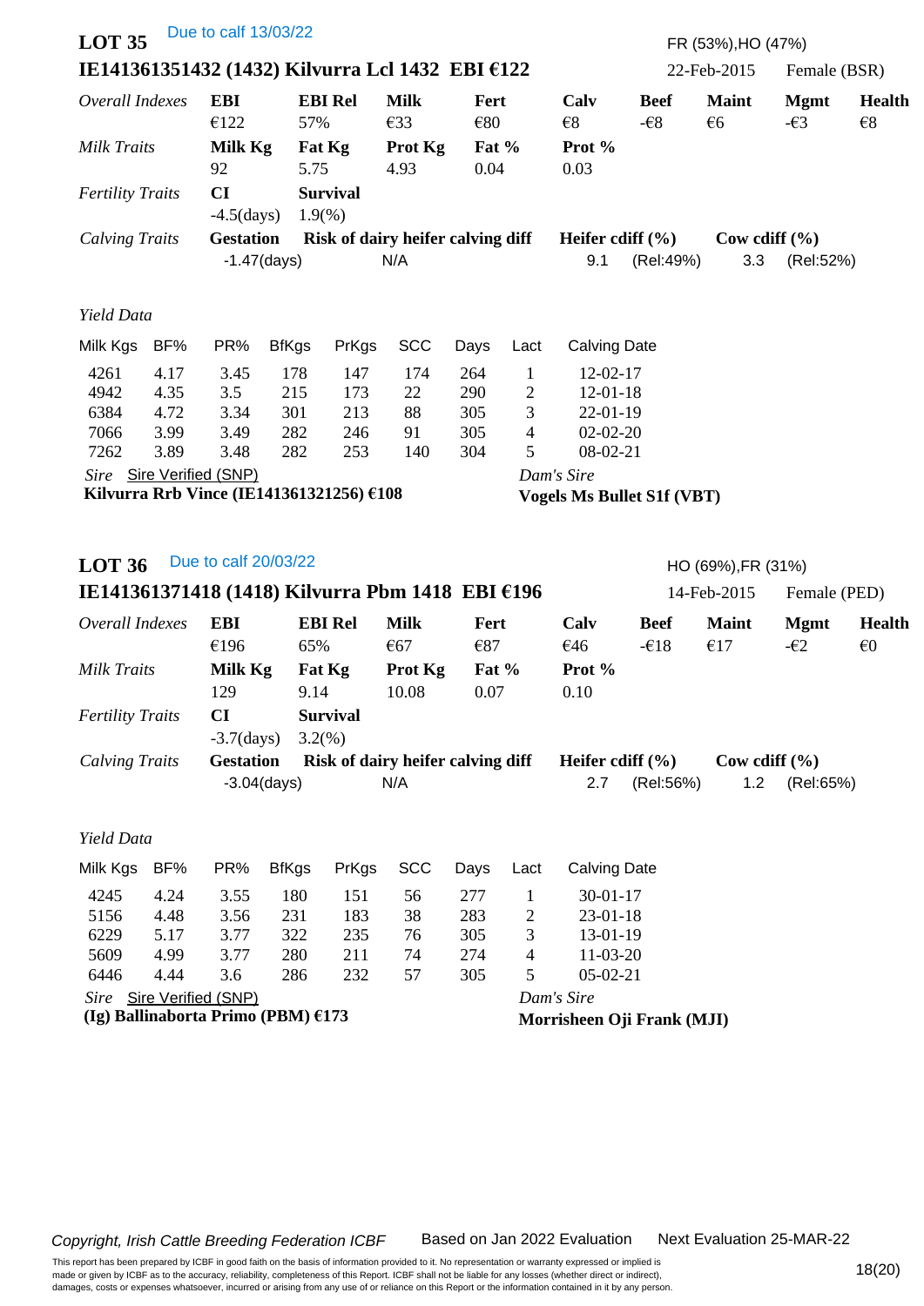## LOT 35

Due to calf 13/03/22

FR (53%),HO (47%)

**IE141361351432 (1432) Kilvurra Lcl 1432 EBI €122** 22-Feb-2015 Female (BSR)

| *Overall Indexes* | **EBI** | **EBI Rel** | **Milk** | **Fert** | **Calv** | **Beef** | **Maint** | **Mgmt** | **Health** |
|---|---|---|---|---|---|---|---|---|---|
| | €122 | 57% | €33 | €80 | €8 | -€8 | €6 | -€3 | €8 |
| *Milk Traits* | **Milk Kg** | **Fat Kg** | **Prot Kg** | **Fat %** | **Prot %** | | | | |
| | 92 | 5.75 | 4.93 | 0.04 | 0.03 | | | | |
| *Fertility Traits* | **CI** | **Survival** | | | | | | | |
| | -4.5(days) | 1.9(%) | | | | | | | |

| *Calving Traits* | **Gestation** | **Risk of dairy heifer calving diff** | **Heifer cdiff (%)** | | **Cow cdiff (%)** | |
|---|---|---|---|---|---|---|
| | -1.47(days) | N/A | 9.1 | (Rel:49%) | 3.3 | (Rel:52%) |

*Yield Data*

| Milk Kgs | BF% | PR% | BfKgs | PrKgs | SCC | Days | Lact | Calving Date |
|---|---|---|---|---|---|---|---|---|
| 4261 | 4.17 | 3.45 | 178 | 147 | 174 | 264 | 1 | 12-02-17 |
| 4942 | 4.35 | 3.5 | 215 | 173 | 22 | 290 | 2 | 12-01-18 |
| 6384 | 4.72 | 3.34 | 301 | 213 | 88 | 305 | 3 | 22-01-19 |
| 7066 | 3.99 | 3.49 | 282 | 246 | 91 | 305 | 4 | 02-02-20 |
| 7262 | 3.89 | 3.48 | 282 | 253 | 140 | 304 | 5 | 08-02-21 |

*Sire* Sire Verified (SNP)
**Kilvurra Rrb Vince (IE141361321256) €108**

*Dam's Sire*
**Vogels Ms Bullet S1f (VBT)**

## LOT 36

Due to calf 20/03/22

HO (69%),FR (31%)

**IE141361371418 (1418) Kilvurra Pbm 1418 EBI €196** 14-Feb-2015 Female (PED)

| *Overall Indexes* | **EBI** | **EBI Rel** | **Milk** | **Fert** | **Calv** | **Beef** | **Maint** | **Mgmt** | **Health** |
|---|---|---|---|---|---|---|---|---|---|
| | €196 | 65% | €67 | €87 | €46 | -€18 | €17 | -€2 | €0 |
| *Milk Traits* | **Milk Kg** | **Fat Kg** | **Prot Kg** | **Fat %** | **Prot %** | | | | |
| | 129 | 9.14 | 10.08 | 0.07 | 0.10 | | | | |
| *Fertility Traits* | **CI** | **Survival** | | | | | | | |
| | -3.7(days) | 3.2(%) | | | | | | | |

| *Calving Traits* | **Gestation** | **Risk of dairy heifer calving diff** | **Heifer cdiff (%)** | | **Cow cdiff (%)** | |
|---|---|---|---|---|---|---|
| | -3.04(days) | N/A | 2.7 | (Rel:56%) | 1.2 | (Rel:65%) |

*Yield Data*

| Milk Kgs | BF% | PR% | BfKgs | PrKgs | SCC | Days | Lact | Calving Date |
|---|---|---|---|---|---|---|---|---|
| 4245 | 4.24 | 3.55 | 180 | 151 | 56 | 277 | 1 | 30-01-17 |
| 5156 | 4.48 | 3.56 | 231 | 183 | 38 | 283 | 2 | 23-01-18 |
| 6229 | 5.17 | 3.77 | 322 | 235 | 76 | 305 | 3 | 13-01-19 |
| 5609 | 4.99 | 3.77 | 280 | 211 | 74 | 274 | 4 | 11-03-20 |
| 6446 | 4.44 | 3.6 | 286 | 232 | 57 | 305 | 5 | 05-02-21 |

*Sire* Sire Verified (SNP)
**(Ig) Ballinaborta Primo (PBM) €173**

*Dam's Sire*
**Morrisheen Oji Frank (MJI)**

*Copyright, Irish Cattle Breeding Federation ICBF* Based on Jan 2022 Evaluation Next Evaluation 25-MAR-22

This report has been prepared by ICBF in good faith on the basis of information provided to it. No representation or warranty expressed or implied is made or given by ICBF as to the accuracy, reliability, completeness of this Report. ICBF shall not be liable for any losses (whether direct or indirect), damages, costs or expenses whatsoever, incurred or arising from any use of or reliance on this Report or the information contained in it by any person.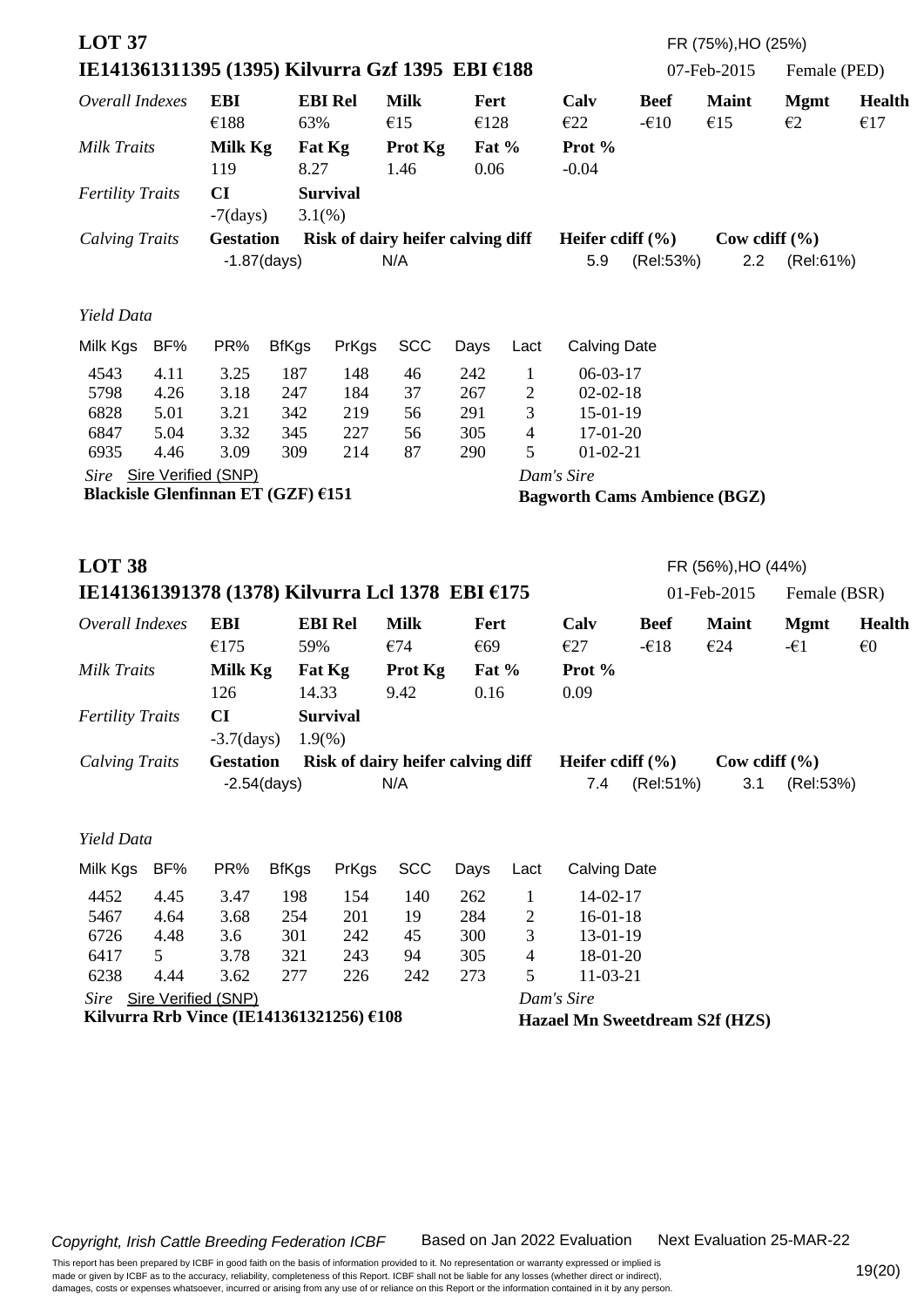## LOT 37

FR (75%),HO (25%)

### IE141361311395 (1395) Kilvurra Gzf 1395 EBI €188

07-Feb-2015 Female (PED)

| *Overall Indexes* | **EBI** | **EBI Rel** | **Milk** | **Fert** | **Calv** | **Beef** | **Maint** | **Mgmt** | **Health** |
|---|---|---|---|---|---|---|---|---|---|
| | €188 | 63% | €15 | €128 | €22 | -€10 | €15 | €2 | €17 |
| *Milk Traits* | **Milk Kg** | **Fat Kg** | **Prot Kg** | **Fat %** | **Prot %** | | | | |
| | 119 | 8.27 | 1.46 | 0.06 | -0.04 | | | | |
| *Fertility Traits* | **CI** | **Survival** | | | | | | | |
| | -7(days) | 3.1(%) | | | | | | | |

| *Calving Traits* | **Gestation** | **Risk of dairy heifer calving diff** | **Heifer cdiff (%)** | | **Cow cdiff (%)** | |
|---|---|---|---|---|---|---|
| | -1.87(days) | N/A | 5.9 | (Rel:53%) | 2.2 | (Rel:61%) |

*Yield Data*

| Milk Kgs | BF% | PR% | BfKgs | PrKgs | SCC | Days | Lact | Calving Date |
|---|---|---|---|---|---|---|---|---|
| 4543 | 4.11 | 3.25 | 187 | 148 | 46 | 242 | 1 | 06-03-17 |
| 5798 | 4.26 | 3.18 | 247 | 184 | 37 | 267 | 2 | 02-02-18 |
| 6828 | 5.01 | 3.21 | 342 | 219 | 56 | 291 | 3 | 15-01-19 |
| 6847 | 5.04 | 3.32 | 345 | 227 | 56 | 305 | 4 | 17-01-20 |
| 6935 | 4.46 | 3.09 | 309 | 214 | 87 | 290 | 5 | 01-02-21 |

*Sire* Sire Verified (SNP)
**Blackisle Glenfinnan ET (GZF) €151**

*Dam's Sire*
**Bagworth Cams Ambience (BGZ)**

## LOT 38

FR (56%),HO (44%)

### IE141361391378 (1378) Kilvurra Lcl 1378 EBI €175

01-Feb-2015 Female (BSR)

| *Overall Indexes* | **EBI** | **EBI Rel** | **Milk** | **Fert** | **Calv** | **Beef** | **Maint** | **Mgmt** | **Health** |
|---|---|---|---|---|---|---|---|---|---|
| | €175 | 59% | €74 | €69 | €27 | -€18 | €24 | -€1 | €0 |
| *Milk Traits* | **Milk Kg** | **Fat Kg** | **Prot Kg** | **Fat %** | **Prot %** | | | | |
| | 126 | 14.33 | 9.42 | 0.16 | 0.09 | | | | |
| *Fertility Traits* | **CI** | **Survival** | | | | | | | |
| | -3.7(days) | 1.9(%) | | | | | | | |

| *Calving Traits* | **Gestation** | **Risk of dairy heifer calving diff** | **Heifer cdiff (%)** | | **Cow cdiff (%)** | |
|---|---|---|---|---|---|---|
| | -2.54(days) | N/A | 7.4 | (Rel:51%) | 3.1 | (Rel:53%) |

*Yield Data*

| Milk Kgs | BF% | PR% | BfKgs | PrKgs | SCC | Days | Lact | Calving Date |
|---|---|---|---|---|---|---|---|---|
| 4452 | 4.45 | 3.47 | 198 | 154 | 140 | 262 | 1 | 14-02-17 |
| 5467 | 4.64 | 3.68 | 254 | 201 | 19 | 284 | 2 | 16-01-18 |
| 6726 | 4.48 | 3.6 | 301 | 242 | 45 | 300 | 3 | 13-01-19 |
| 6417 | 5 | 3.78 | 321 | 243 | 94 | 305 | 4 | 18-01-20 |
| 6238 | 4.44 | 3.62 | 277 | 226 | 242 | 273 | 5 | 11-03-21 |

*Sire* Sire Verified (SNP)
**Kilvurra Rrb Vince (IE141361321256) €108**

*Dam's Sire*
**Hazael Mn Sweetdream S2f (HZS)**

*Copyright, Irish Cattle Breeding Federation ICBF* Based on Jan 2022 Evaluation Next Evaluation 25-MAR-22

This report has been prepared by ICBF in good faith on the basis of information provided to it. No representation or warranty expressed or implied is made or given by ICBF as to the accuracy, reliability, completeness of this Report. ICBF shall not be liable for any losses (whether direct or indirect), damages, costs or expenses whatsoever, incurred or arising from any use of or reliance on this Report or the information contained in it by any person.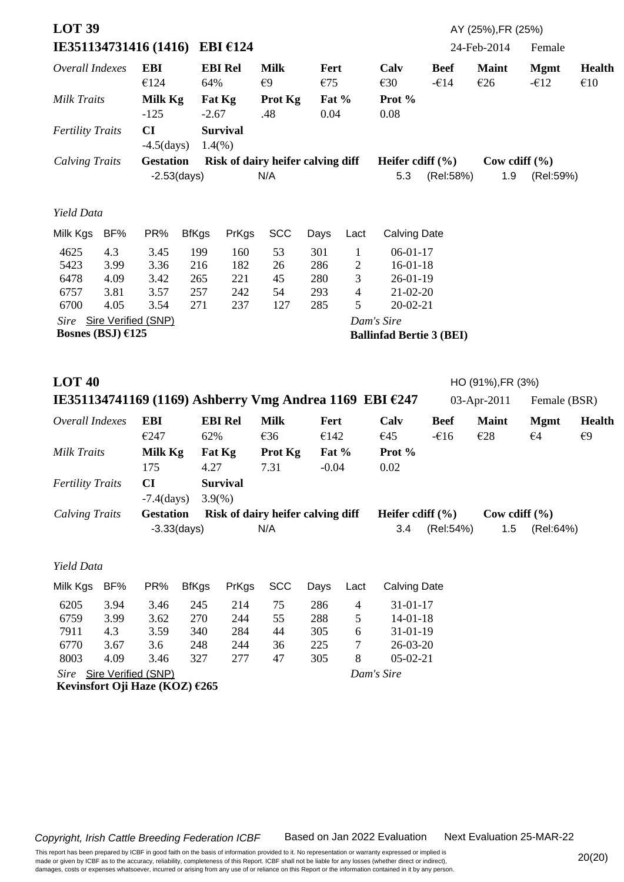## LOT 39

**IE351134731416 (1416) EBI €124**

AY (25%),FR (25%)

24-Feb-2014 Female

| | | | | | | | | | |
|---|---|---|---|---|---|---|---|---|---|
| *Overall Indexes* | **EBI** | **EBI Rel** | **Milk** | **Fert** | **Calv** | **Beef** | **Maint** | **Mgmt** | **Health** |
| | €124 | 64% | €9 | €75 | €30 | -€14 | €26 | -€12 | €10 |
| *Milk Traits* | **Milk Kg** | **Fat Kg** | **Prot Kg** | **Fat %** | **Prot %** | | | | |
| | -125 | -2.67 | .48 | 0.04 | 0.08 | | | | |
| *Fertility Traits* | **CI** | **Survival** | | | | | | | |
| | -4.5(days) | 1.4(%) | | | | | | | |

| | | | | | |
|---|---|---|---|---|---|
| *Calving Traits* | **Gestation** | **Risk of dairy heifer calving diff** | **Heifer cdiff (%)** | | **Cow cdiff (%)** | |
| | -2.53(days) | N/A | 5.3 | (Rel:58%) | 1.9 | (Rel:59%) |

*Yield Data*

| Milk Kgs | BF% | PR% | BfKgs | PrKgs | SCC | Days | Lact | Calving Date |
|---|---|---|---|---|---|---|---|---|
| 4625 | 4.3 | 3.45 | 199 | 160 | 53 | 301 | 1 | 06-01-17 |
| 5423 | 3.99 | 3.36 | 216 | 182 | 26 | 286 | 2 | 16-01-18 |
| 6478 | 4.09 | 3.42 | 265 | 221 | 45 | 280 | 3 | 26-01-19 |
| 6757 | 3.81 | 3.57 | 257 | 242 | 54 | 293 | 4 | 21-02-20 |
| 6700 | 4.05 | 3.54 | 271 | 237 | 127 | 285 | 5 | 20-02-21 |

*Sire* Sire Verified (SNP)
**Bosnes (BSJ) €125**

*Dam's Sire*
**Ballinfad Bertie 3 (BEI)**

## LOT 40

**IE351134741169 (1169) Ashberry Vmg Andrea 1169 EBI €247**

HO (91%),FR (3%)

03-Apr-2011 Female (BSR)

| | | | | | | | | | |
|---|---|---|---|---|---|---|---|---|---|
| *Overall Indexes* | **EBI** | **EBI Rel** | **Milk** | **Fert** | **Calv** | **Beef** | **Maint** | **Mgmt** | **Health** |
| | €247 | 62% | €36 | €142 | €45 | -€16 | €28 | €4 | €9 |
| *Milk Traits* | **Milk Kg** | **Fat Kg** | **Prot Kg** | **Fat %** | **Prot %** | | | | |
| | 175 | 4.27 | 7.31 | -0.04 | 0.02 | | | | |
| *Fertility Traits* | **CI** | **Survival** | | | | | | | |
| | -7.4(days) | 3.9(%) | | | | | | | |

| | | | | | | |
|---|---|---|---|---|---|---|
| *Calving Traits* | **Gestation** | **Risk of dairy heifer calving diff** | **Heifer cdiff (%)** | | **Cow cdiff (%)** | |
| | -3.33(days) | N/A | 3.4 | (Rel:54%) | 1.5 | (Rel:64%) |

*Yield Data*

| Milk Kgs | BF% | PR% | BfKgs | PrKgs | SCC | Days | Lact | Calving Date |
|---|---|---|---|---|---|---|---|---|
| 6205 | 3.94 | 3.46 | 245 | 214 | 75 | 286 | 4 | 31-01-17 |
| 6759 | 3.99 | 3.62 | 270 | 244 | 55 | 288 | 5 | 14-01-18 |
| 7911 | 4.3 | 3.59 | 340 | 284 | 44 | 305 | 6 | 31-01-19 |
| 6770 | 3.67 | 3.6 | 248 | 244 | 36 | 225 | 7 | 26-03-20 |
| 8003 | 4.09 | 3.46 | 327 | 277 | 47 | 305 | 8 | 05-02-21 |

*Sire* Sire Verified (SNP)
**Kevinsfort Oji Haze (KOZ) €265**

*Dam's Sire*

*Copyright, Irish Cattle Breeding Federation ICBF* Based on Jan 2022 Evaluation Next Evaluation 25-MAR-22

This report has been prepared by ICBF in good faith on the basis of information provided to it. No representation or warranty expressed or implied is made or given by ICBF as to the accuracy, reliability, completeness of this Report. ICBF shall not be liable for any losses (whether direct or indirect), damages, costs or expenses whatsoever, incurred or arising from any use of or reliance on this Report or the information contained in it by any person.